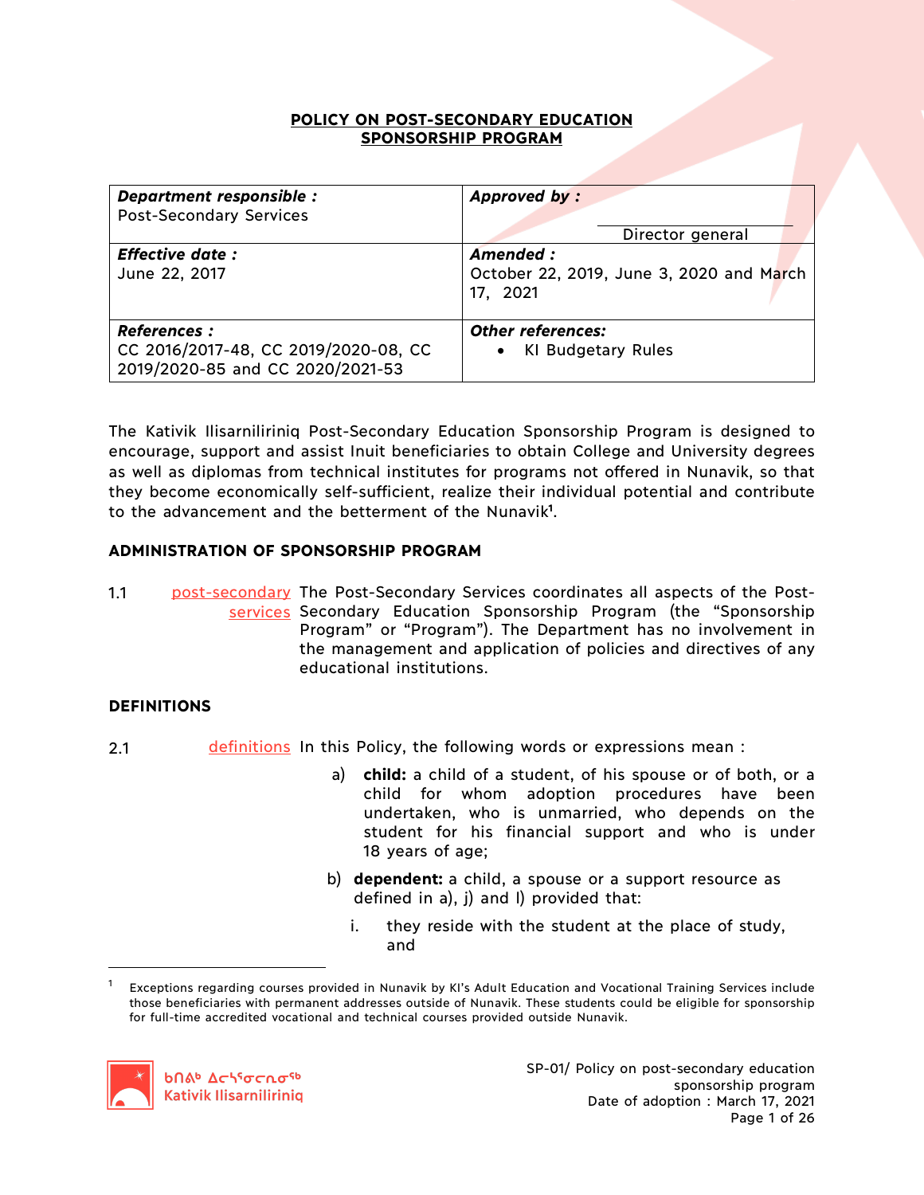# POLICY ON POST-SECONDARY EDUCATION SPONSORSHIP PROGRAM

| ***Department responsible :*** Post-Secondary Services | ***Approved by :*** ______________________ Director general |
|---|---|
| ***Effective date :*** June 22, 2017 | ***Amended :*** October 22, 2019, June 3, 2020 and March 17, 2021 |
| ***References :*** CC 2016/2017-48, CC 2019/2020-08, CC 2019/2020-85 and CC 2020/2021-53 | ***Other references:*** • KI Budgetary Rules |

The Kativik Ilisarniliriniq Post-Secondary Education Sponsorship Program is designed to encourage, support and assist Inuit beneficiaries to obtain College and University degrees as well as diplomas from technical institutes for programs not offered in Nunavik, so that they become economically self-sufficient, realize their individual potential and contribute to the advancement and the betterment of the Nunavik[1].

## ADMINISTRATION OF SPONSORSHIP PROGRAM

1.1 post-secondary services — The Post-Secondary Services coordinates all aspects of the Post-Secondary Education Sponsorship Program (the "Sponsorship Program" or "Program"). The Department has no involvement in the management and application of policies and directives of any educational institutions.

## DEFINITIONS

2.1 definitions — In this Policy, the following words or expressions mean :

a) **child:** a child of a student, of his spouse or of both, or a child for whom adoption procedures have been undertaken, who is unmarried, who depends on the student for his financial support and who is under 18 years of age;

b) **dependent:** a child, a spouse or a support resource as defined in a), j) and l) provided that:

i. they reside with the student at the place of study, and

---

[1] Exceptions regarding courses provided in Nunavik by KI's Adult Education and Vocational Training Services include those beneficiaries with permanent addresses outside of Nunavik. These students could be eligible for sponsorship for full-time accredited vocational and technical courses provided outside Nunavik.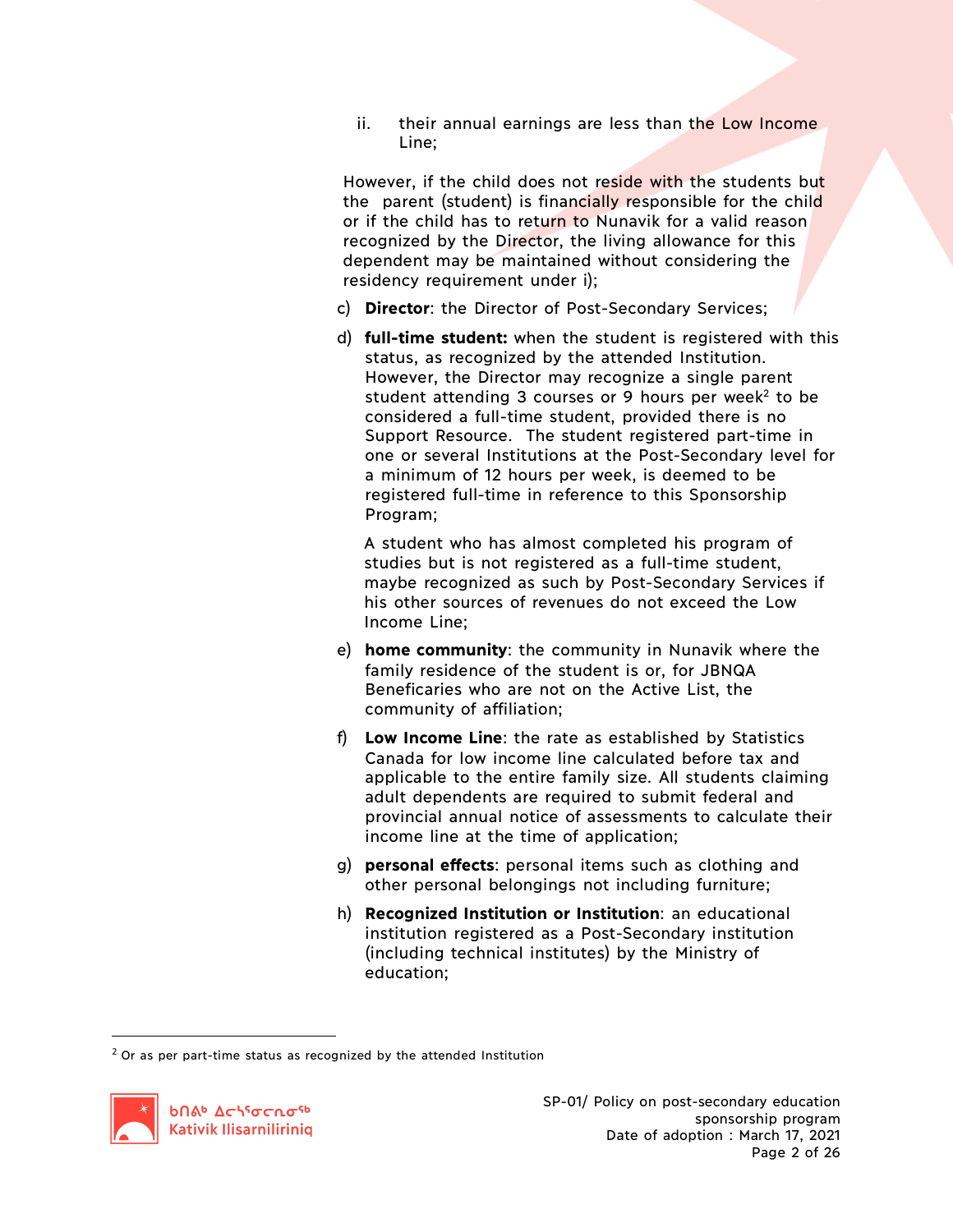ii. their annual earnings are less than the Low Income Line;

However, if the child does not reside with the students but the parent (student) is financially responsible for the child or if the child has to return to Nunavik for a valid reason recognized by the Director, the living allowance for this dependent may be maintained without considering the residency requirement under i);

c) **Director**: the Director of Post-Secondary Services;

d) **full-time student:** when the student is registered with this status, as recognized by the attended Institution. However, the Director may recognize a single parent student attending 3 courses or 9 hours per week[2] to be considered a full-time student, provided there is no Support Resource. The student registered part-time in one or several Institutions at the Post-Secondary level for a minimum of 12 hours per week, is deemed to be registered full-time in reference to this Sponsorship Program;

   A student who has almost completed his program of studies but is not registered as a full-time student, maybe recognized as such by Post-Secondary Services if his other sources of revenues do not exceed the Low Income Line;

e) **home community**: the community in Nunavik where the family residence of the student is or, for JBNQA Beneficaries who are not on the Active List, the community of affiliation;

f) **Low Income Line**: the rate as established by Statistics Canada for low income line calculated before tax and applicable to the entire family size. All students claiming adult dependents are required to submit federal and provincial annual notice of assessments to calculate their income line at the time of application;

g) **personal effects**: personal items such as clothing and other personal belongings not including furniture;

h) **Recognized Institution or Institution**: an educational institution registered as a Post-Secondary institution (including technical institutes) by the Ministry of education;

---

[2] Or as per part-time status as recognized by the attended Institution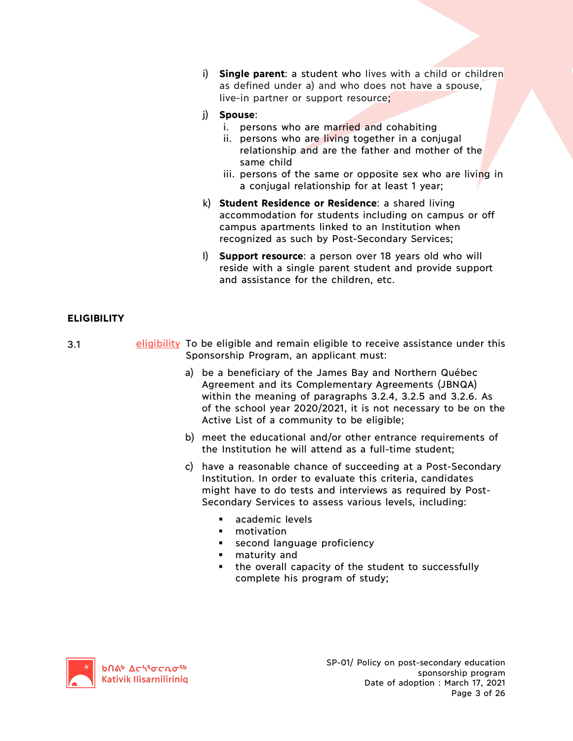i) **Single parent**: a student who lives with a child or children as defined under a) and who does not have a spouse, live-in partner or support resource;

j) **Spouse**:
   i. persons who are married and cohabiting
   ii. persons who are living together in a conjugal relationship and are the father and mother of the same child
   iii. persons of the same or opposite sex who are living in a conjugal relationship for at least 1 year;

k) **Student Residence or Residence**: a shared living accommodation for students including on campus or off campus apartments linked to an Institution when recognized as such by Post-Secondary Services;

l) **Support resource**: a person over 18 years old who will reside with a single parent student and provide support and assistance for the children, etc.

## ELIGIBILITY

3.1 eligibility To be eligible and remain eligible to receive assistance under this Sponsorship Program, an applicant must:

a) be a beneficiary of the James Bay and Northern Québec Agreement and its Complementary Agreements (JBNQA) within the meaning of paragraphs 3.2.4, 3.2.5 and 3.2.6. As of the school year 2020/2021, it is not necessary to be on the Active List of a community to be eligible;

b) meet the educational and/or other entrance requirements of the Institution he will attend as a full-time student;

c) have a reasonable chance of succeeding at a Post-Secondary Institution. In order to evaluate this criteria, candidates might have to do tests and interviews as required by Post-Secondary Services to assess various levels, including:

   - academic levels
   - motivation
   - second language proficiency
   - maturity and
   - the overall capacity of the student to successfully complete his program of study;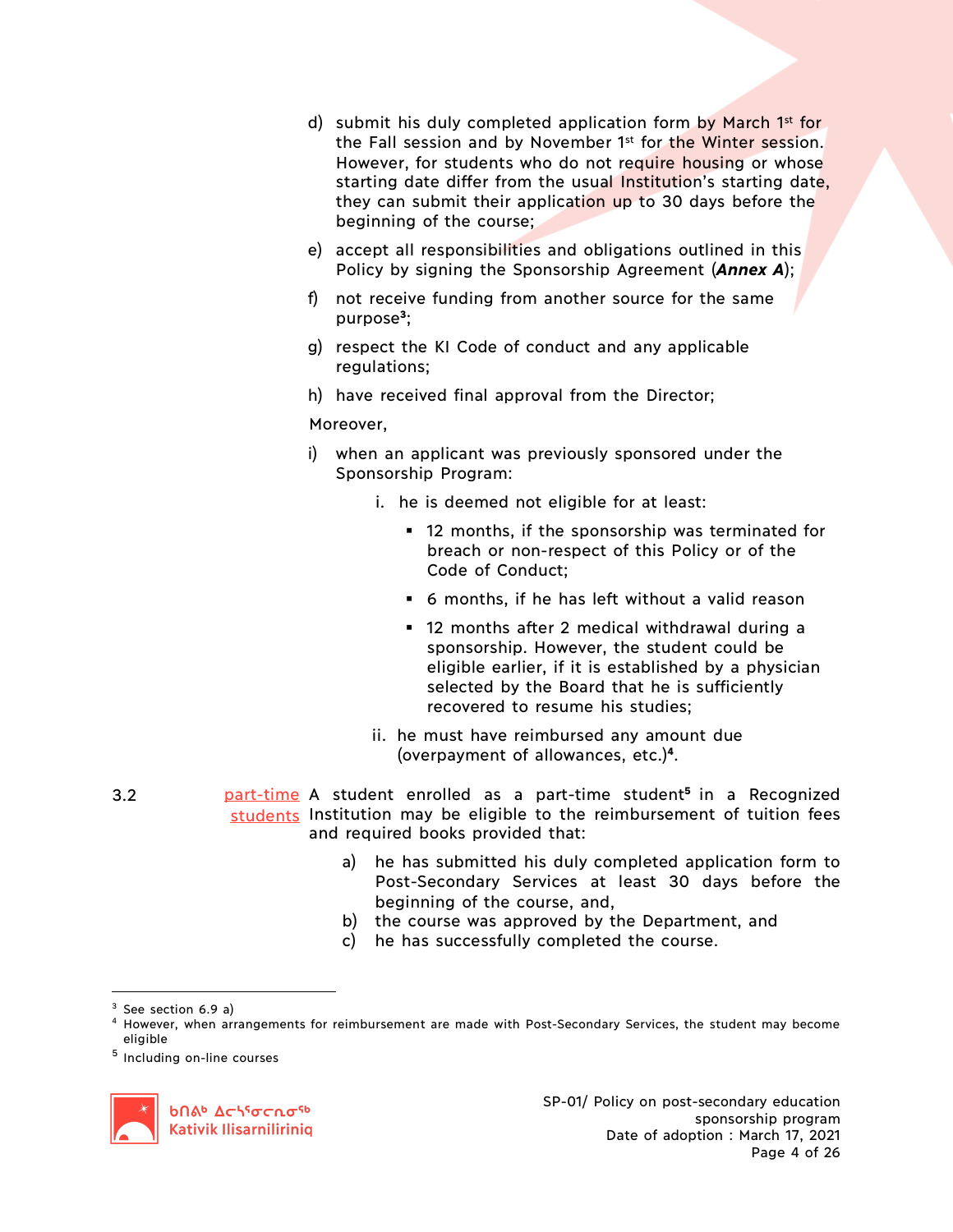d) submit his duly completed application form by March 1st for the Fall session and by November 1st for the Winter session. However, for students who do not require housing or whose starting date differ from the usual Institution's starting date, they can submit their application up to 30 days before the beginning of the course;

e) accept all responsibilities and obligations outlined in this Policy by signing the Sponsorship Agreement (***Annex A***);

f) not receive funding from another source for the same purpose[3];

g) respect the KI Code of conduct and any applicable regulations;

h) have received final approval from the Director;

Moreover,

i) when an applicant was previously sponsored under the Sponsorship Program:

   i. he is deemed not eligible for at least:

      - 12 months, if the sponsorship was terminated for breach or non-respect of this Policy or of the Code of Conduct;
      - 6 months, if he has left without a valid reason
      - 12 months after 2 medical withdrawal during a sponsorship. However, the student could be eligible earlier, if it is established by a physician selected by the Board that he is sufficiently recovered to resume his studies;

   ii. he must have reimbursed any amount due (overpayment of allowances, etc.)[4].

3.2 part-time students

A student enrolled as a part-time student[5] in a Recognized Institution may be eligible to the reimbursement of tuition fees and required books provided that:

a) he has submitted his duly completed application form to Post-Secondary Services at least 30 days before the beginning of the course, and,
b) the course was approved by the Department, and
c) he has successfully completed the course.

---

[3] See section 6.9 a)

[4] However, when arrangements for reimbursement are made with Post-Secondary Services, the student may become eligible

[5] Including on-line courses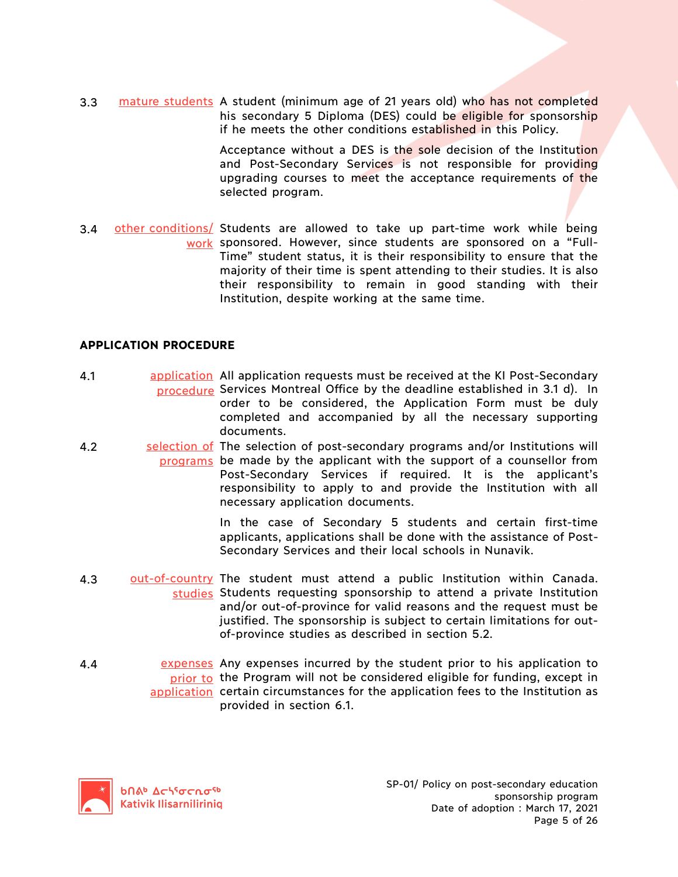3.3 **mature students** A student (minimum age of 21 years old) who has not completed his secondary 5 Diploma (DES) could be eligible for sponsorship if he meets the other conditions established in this Policy.

Acceptance without a DES is the sole decision of the Institution and Post-Secondary Services is not responsible for providing upgrading courses to meet the acceptance requirements of the selected program.

3.4 **other conditions/ work** Students are allowed to take up part-time work while being sponsored. However, since students are sponsored on a “Full-Time” student status, it is their responsibility to ensure that the majority of their time is spent attending to their studies. It is also their responsibility to remain in good standing with their Institution, despite working at the same time.

## APPLICATION PROCEDURE

4.1 **application procedure** All application requests must be received at the KI Post-Secondary Services Montreal Office by the deadline established in 3.1 d). In order to be considered, the Application Form must be duly completed and accompanied by all the necessary supporting documents.

4.2 **selection of programs** The selection of post-secondary programs and/or Institutions will be made by the applicant with the support of a counsellor from Post-Secondary Services if required. It is the applicant’s responsibility to apply to and provide the Institution with all necessary application documents.

In the case of Secondary 5 students and certain first-time applicants, applications shall be done with the assistance of Post-Secondary Services and their local schools in Nunavik.

4.3 **out-of-country studies** The student must attend a public Institution within Canada. Students requesting sponsorship to attend a private Institution and/or out-of-province for valid reasons and the request must be justified. The sponsorship is subject to certain limitations for out-of-province studies as described in section 5.2.

4.4 **expenses prior to application** Any expenses incurred by the student prior to his application to the Program will not be considered eligible for funding, except in certain circumstances for the application fees to the Institution as provided in section 6.1.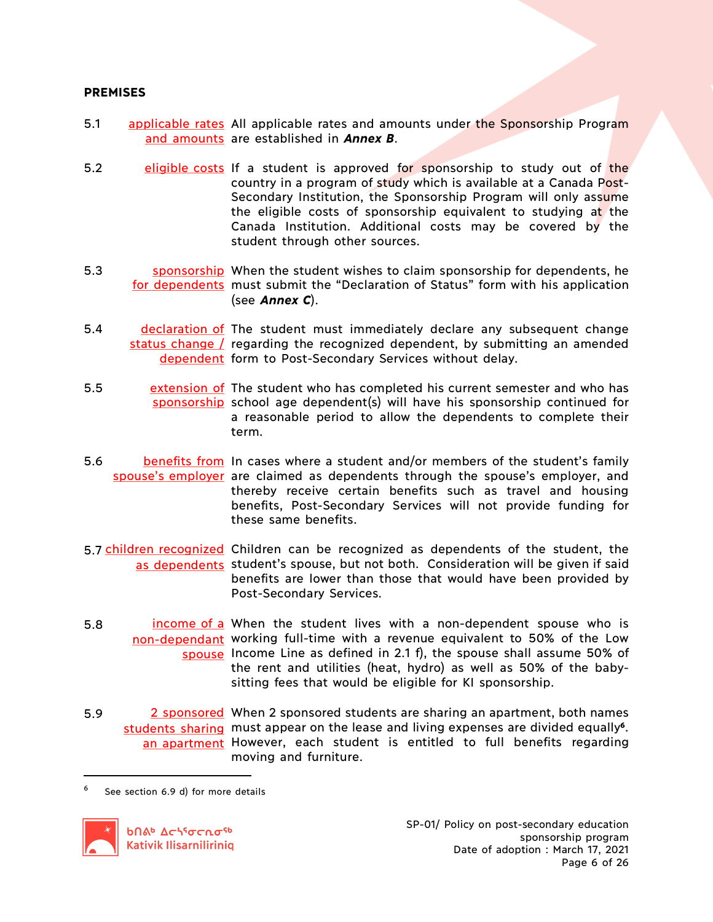**PREMISES**

5.1 applicable rates and amounts — All applicable rates and amounts under the Sponsorship Program are established in ***Annex B***.

5.2 eligible costs — If a student is approved for sponsorship to study out of the country in a program of study which is available at a Canada Post-Secondary Institution, the Sponsorship Program will only assume the eligible costs of sponsorship equivalent to studying at the Canada Institution. Additional costs may be covered by the student through other sources.

5.3 sponsorship for dependents — When the student wishes to claim sponsorship for dependents, he must submit the "Declaration of Status" form with his application (see ***Annex C***).

5.4 declaration of status change / dependent — The student must immediately declare any subsequent change regarding the recognized dependent, by submitting an amended form to Post-Secondary Services without delay.

5.5 extension of sponsorship — The student who has completed his current semester and who has school age dependent(s) will have his sponsorship continued for a reasonable period to allow the dependents to complete their term.

5.6 benefits from spouse's employer — In cases where a student and/or members of the student's family are claimed as dependents through the spouse's employer, and thereby receive certain benefits such as travel and housing benefits, Post-Secondary Services will not provide funding for these same benefits.

5.7 children recognized as dependents — Children can be recognized as dependents of the student, the student's spouse, but not both. Consideration will be given if said benefits are lower than those that would have been provided by Post-Secondary Services.

5.8 income of a non-dependant spouse — When the student lives with a non-dependent spouse who is working full-time with a revenue equivalent to 50% of the Low Income Line as defined in 2.1 f), the spouse shall assume 50% of the rent and utilities (heat, hydro) as well as 50% of the baby-sitting fees that would be eligible for KI sponsorship.

5.9 2 sponsored students sharing an apartment — When 2 sponsored students are sharing an apartment, both names must appear on the lease and living expenses are divided equally[6]. However, each student is entitled to full benefits regarding moving and furniture.

---

[6] See section 6.9 d) for more details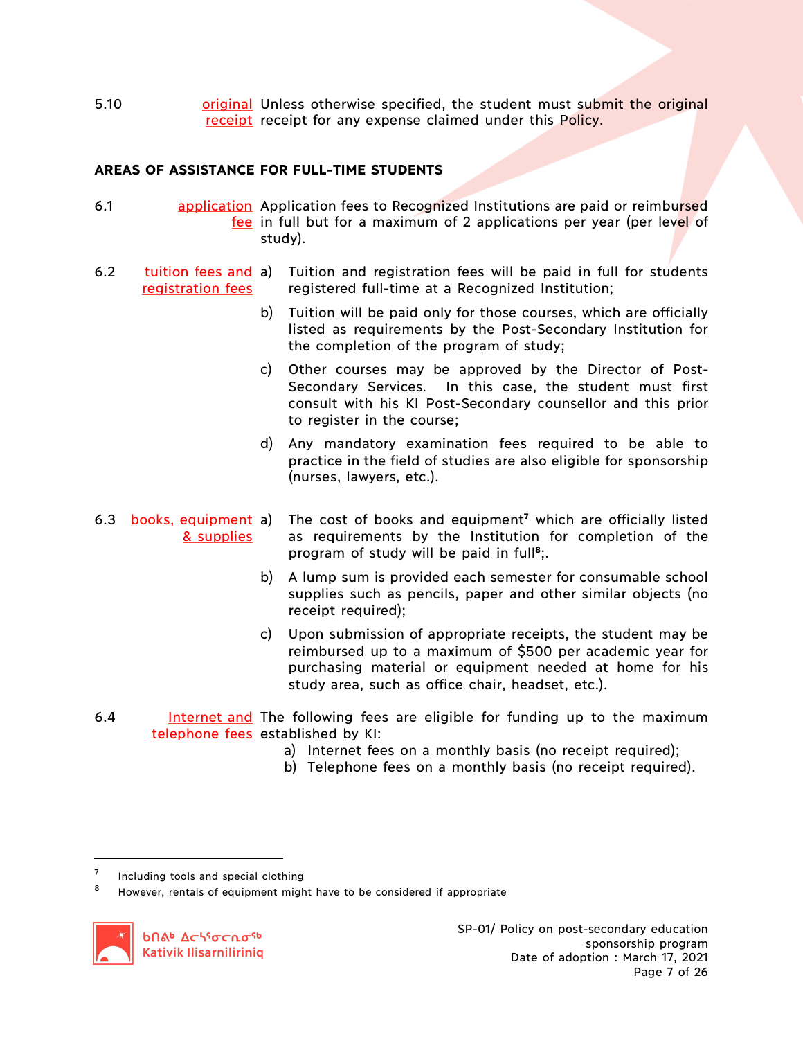5.10 **original receipt** Unless otherwise specified, the student must submit the original receipt for any expense claimed under this Policy.

## AREAS OF ASSISTANCE FOR FULL-TIME STUDENTS

6.1 **application fee** Application fees to Recognized Institutions are paid or reimbursed in full but for a maximum of 2 applications per year (per level of study).

6.2 **tuition fees and registration fees**

a) Tuition and registration fees will be paid in full for students registered full-time at a Recognized Institution;

b) Tuition will be paid only for those courses, which are officially listed as requirements by the Post-Secondary Institution for the completion of the program of study;

c) Other courses may be approved by the Director of Post-Secondary Services. In this case, the student must first consult with his KI Post-Secondary counsellor and this prior to register in the course;

d) Any mandatory examination fees required to be able to practice in the field of studies are also eligible for sponsorship (nurses, lawyers, etc.).

6.3 **books, equipment & supplies**

a) The cost of books and equipment[7] which are officially listed as requirements by the Institution for completion of the program of study will be paid in full[8];.

b) A lump sum is provided each semester for consumable school supplies such as pencils, paper and other similar objects (no receipt required);

c) Upon submission of appropriate receipts, the student may be reimbursed up to a maximum of $500 per academic year for purchasing material or equipment needed at home for his study area, such as office chair, headset, etc.).

6.4 **Internet and telephone fees** The following fees are eligible for funding up to the maximum established by KI:

a) Internet fees on a monthly basis (no receipt required);
b) Telephone fees on a monthly basis (no receipt required).

---

[7] Including tools and special clothing

[8] However, rentals of equipment might have to be considered if appropriate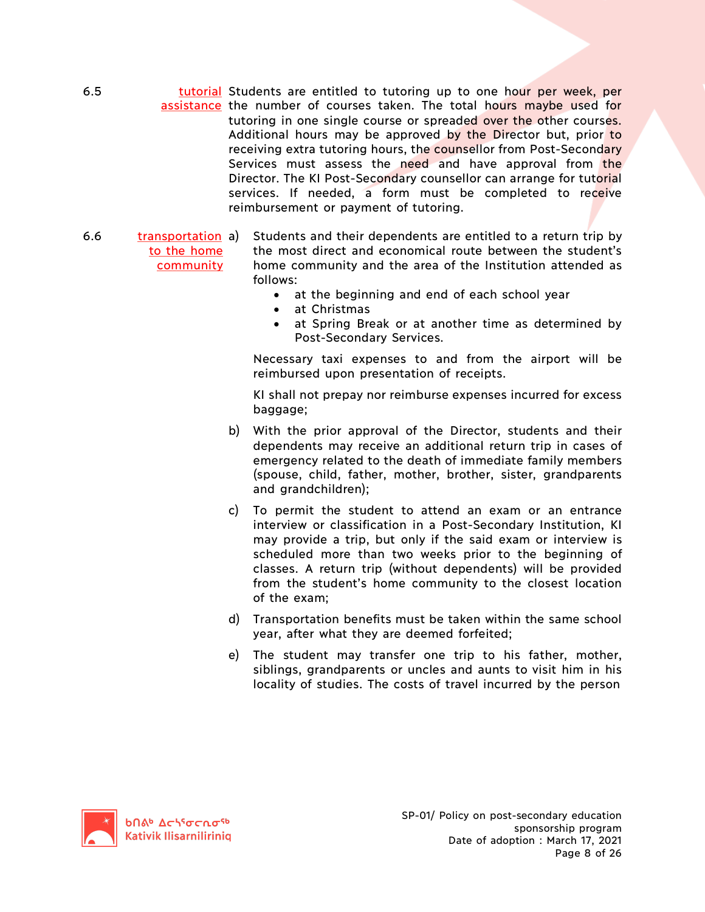**6.5 tutorial assistance**

Students are entitled to tutoring up to one hour per week, per the number of courses taken. The total hours maybe used for tutoring in one single course or spreaded over the other courses. Additional hours may be approved by the Director but, prior to receiving extra tutoring hours, the counsellor from Post-Secondary Services must assess the need and have approval from the Director. The KI Post-Secondary counsellor can arrange for tutorial services. If needed, a form must be completed to receive reimbursement or payment of tutoring.

**6.6 transportation to the home community**

a) Students and their dependents are entitled to a return trip by the most direct and economical route between the student's home community and the area of the Institution attended as follows:

- at the beginning and end of each school year
- at Christmas
- at Spring Break or at another time as determined by Post-Secondary Services.

Necessary taxi expenses to and from the airport will be reimbursed upon presentation of receipts.

KI shall not prepay nor reimburse expenses incurred for excess baggage;

b) With the prior approval of the Director, students and their dependents may receive an additional return trip in cases of emergency related to the death of immediate family members (spouse, child, father, mother, brother, sister, grandparents and grandchildren);

c) To permit the student to attend an exam or an entrance interview or classification in a Post-Secondary Institution, KI may provide a trip, but only if the said exam or interview is scheduled more than two weeks prior to the beginning of classes. A return trip (without dependents) will be provided from the student's home community to the closest location of the exam;

d) Transportation benefits must be taken within the same school year, after what they are deemed forfeited;

e) The student may transfer one trip to his father, mother, siblings, grandparents or uncles and aunts to visit him in his locality of studies. The costs of travel incurred by the person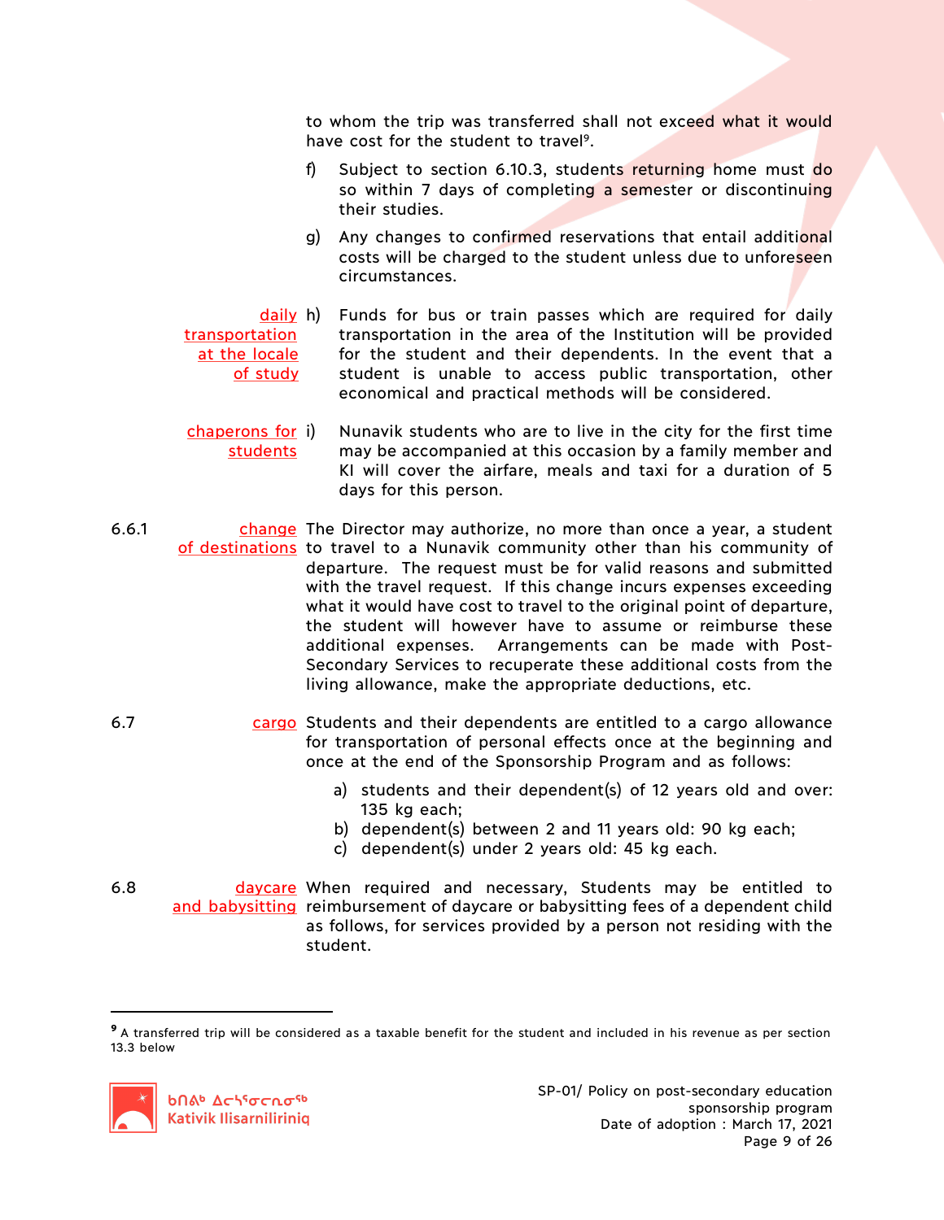to whom the trip was transferred shall not exceed what it would have cost for the student to travel[9].

f) Subject to section 6.10.3, students returning home must do so within 7 days of completing a semester or discontinuing their studies.

g) Any changes to confirmed reservations that entail additional costs will be charged to the student unless due to unforeseen circumstances.

*daily transportation at the locale of study*

h) Funds for bus or train passes which are required for daily transportation in the area of the Institution will be provided for the student and their dependents. In the event that a student is unable to access public transportation, other economical and practical methods will be considered.

*chaperons for students*

i) Nunavik students who are to live in the city for the first time may be accompanied at this occasion by a family member and KI will cover the airfare, meals and taxi for a duration of 5 days for this person.

**6.6.1** *change of destinations*

The Director may authorize, no more than once a year, a student to travel to a Nunavik community other than his community of departure. The request must be for valid reasons and submitted with the travel request. If this change incurs expenses exceeding what it would have cost to travel to the original point of departure, the student will however have to assume or reimburse these additional expenses. Arrangements can be made with Post-Secondary Services to recuperate these additional costs from the living allowance, make the appropriate deductions, etc.

**6.7** *cargo*

Students and their dependents are entitled to a cargo allowance for transportation of personal effects once at the beginning and once at the end of the Sponsorship Program and as follows:

a) students and their dependent(s) of 12 years old and over: 135 kg each;
b) dependent(s) between 2 and 11 years old: 90 kg each;
c) dependent(s) under 2 years old: 45 kg each.

**6.8** *daycare and babysitting*

When required and necessary, Students may be entitled to reimbursement of daycare or babysitting fees of a dependent child as follows, for services provided by a person not residing with the student.

---

[9] A transferred trip will be considered as a taxable benefit for the student and included in his revenue as per section 13.3 below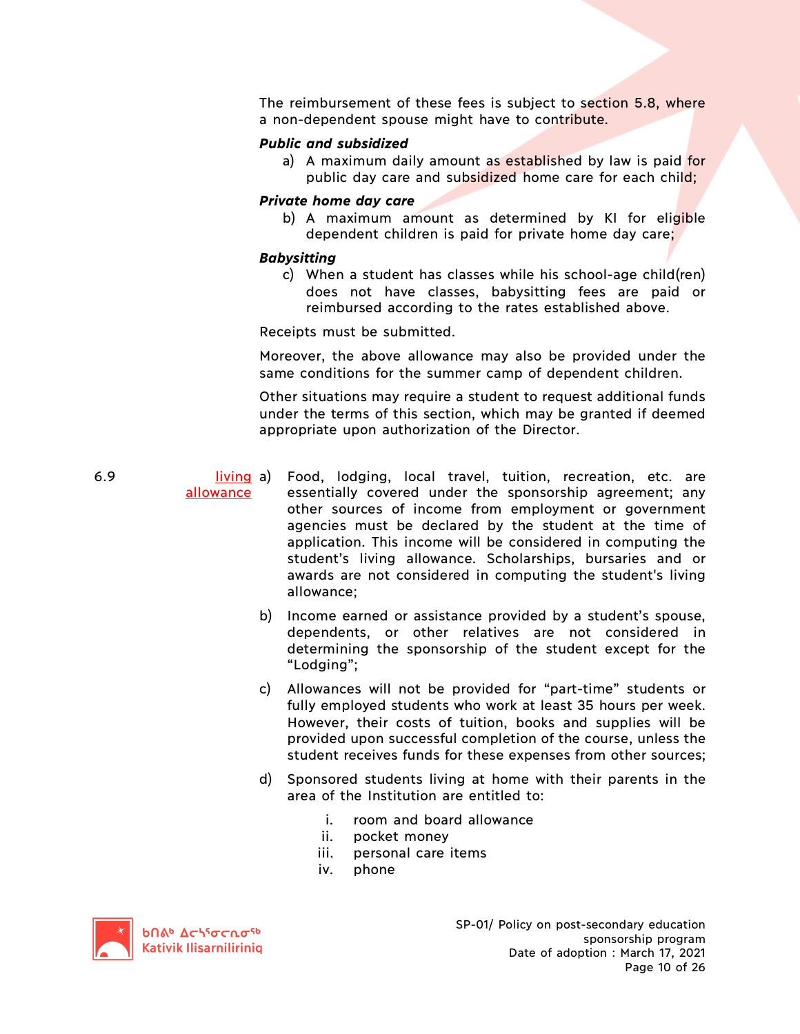The reimbursement of these fees is subject to section 5.8, where a non-dependent spouse might have to contribute.

***Public and subsidized***

a) A maximum daily amount as established by law is paid for public day care and subsidized home care for each child;

***Private home day care***

b) A maximum amount as determined by KI for eligible dependent children is paid for private home day care;

***Babysitting***

c) When a student has classes while his school-age child(ren) does not have classes, babysitting fees are paid or reimbursed according to the rates established above.

Receipts must be submitted.

Moreover, the above allowance may also be provided under the same conditions for the summer camp of dependent children.

Other situations may require a student to request additional funds under the terms of this section, which may be granted if deemed appropriate upon authorization of the Director.

**6.9 living allowance**

a) Food, lodging, local travel, tuition, recreation, etc. are essentially covered under the sponsorship agreement; any other sources of income from employment or government agencies must be declared by the student at the time of application. This income will be considered in computing the student's living allowance. Scholarships, bursaries and or awards are not considered in computing the student's living allowance;

b) Income earned or assistance provided by a student's spouse, dependents, or other relatives are not considered in determining the sponsorship of the student except for the "Lodging";

c) Allowances will not be provided for "part-time" students or fully employed students who work at least 35 hours per week. However, their costs of tuition, books and supplies will be provided upon successful completion of the course, unless the student receives funds for these expenses from other sources;

d) Sponsored students living at home with their parents in the area of the Institution are entitled to:

   i. room and board allowance
   ii. pocket money
   iii. personal care items
   iv. phone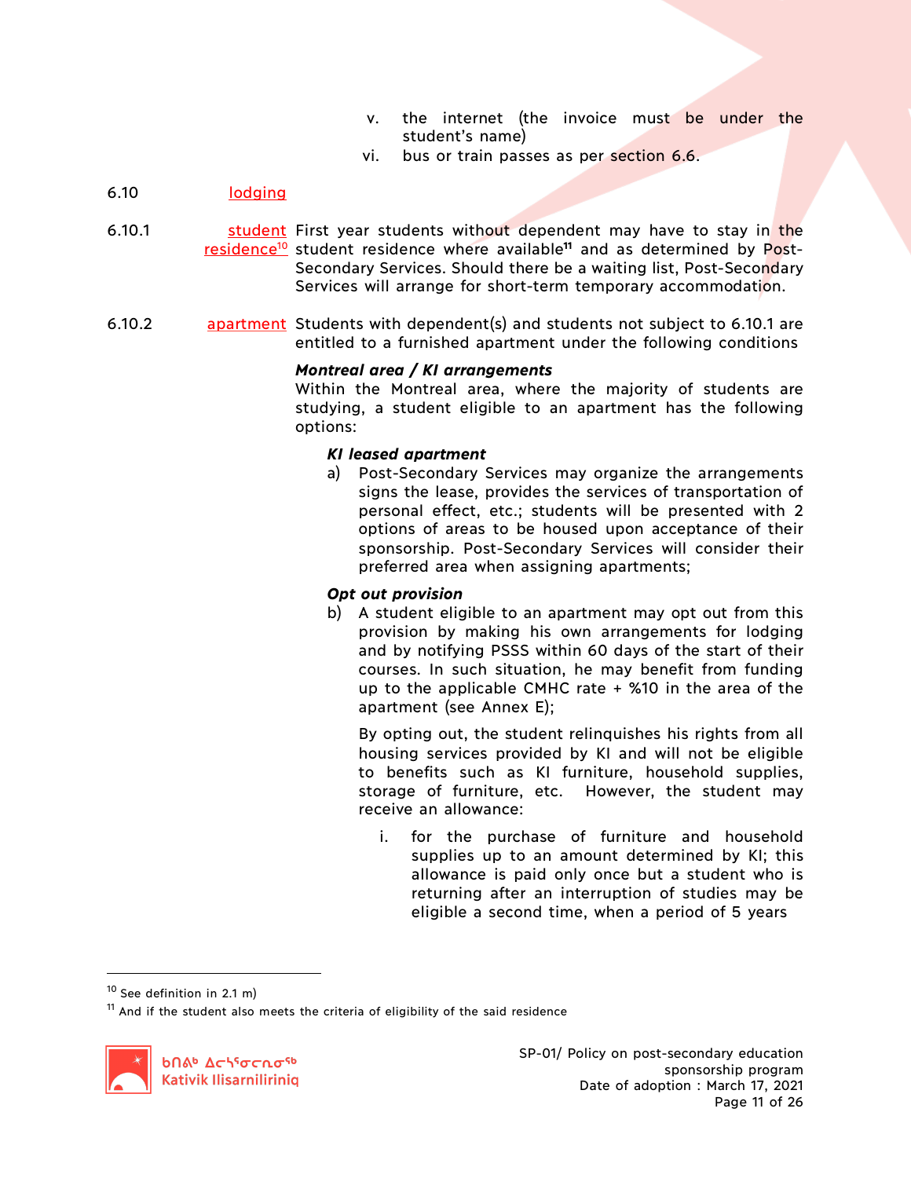v. the internet (the invoice must be under the student's name)
vi. bus or train passes as per section 6.6.

6.10 lodging

6.10.1 student residence[10] First year students without dependent may have to stay in the student residence where available[11] and as determined by Post-Secondary Services. Should there be a waiting list, Post-Secondary Services will arrange for short-term temporary accommodation.

6.10.2 apartment Students with dependent(s) and students not subject to 6.10.1 are entitled to a furnished apartment under the following conditions

***Montreal area / KI arrangements***

Within the Montreal area, where the majority of students are studying, a student eligible to an apartment has the following options:

***KI leased apartment***

a) Post-Secondary Services may organize the arrangements signs the lease, provides the services of transportation of personal effect, etc.; students will be presented with 2 options of areas to be housed upon acceptance of their sponsorship. Post-Secondary Services will consider their preferred area when assigning apartments;

***Opt out provision***

b) A student eligible to an apartment may opt out from this provision by making his own arrangements for lodging and by notifying PSSS within 60 days of the start of their courses. In such situation, he may benefit from funding up to the applicable CMHC rate + %10 in the area of the apartment (see Annex E);

By opting out, the student relinquishes his rights from all housing services provided by KI and will not be eligible to benefits such as KI furniture, household supplies, storage of furniture, etc. However, the student may receive an allowance:

i. for the purchase of furniture and household supplies up to an amount determined by KI; this allowance is paid only once but a student who is returning after an interruption of studies may be eligible a second time, when a period of 5 years

---

[10] See definition in 2.1 m)

[11] And if the student also meets the criteria of eligibility of the said residence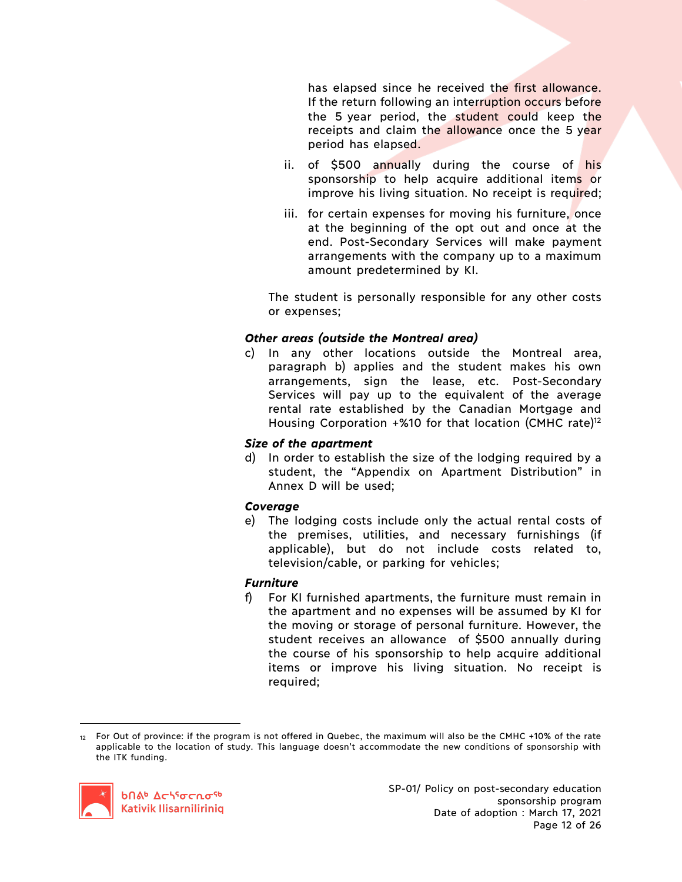has elapsed since he received the first allowance. If the return following an interruption occurs before the 5 year period, the student could keep the receipts and claim the allowance once the 5 year period has elapsed.

ii. of $500 annually during the course of his sponsorship to help acquire additional items or improve his living situation. No receipt is required;

iii. for certain expenses for moving his furniture, once at the beginning of the opt out and once at the end. Post-Secondary Services will make payment arrangements with the company up to a maximum amount predetermined by KI.

The student is personally responsible for any other costs or expenses;

***Other areas (outside the Montreal area)***

c) In any other locations outside the Montreal area, paragraph b) applies and the student makes his own arrangements, sign the lease, etc. Post-Secondary Services will pay up to the equivalent of the average rental rate established by the Canadian Mortgage and Housing Corporation +%10 for that location (CMHC rate)[12]

***Size of the apartment***

d) In order to establish the size of the lodging required by a student, the "Appendix on Apartment Distribution" in Annex D will be used;

***Coverage***

e) The lodging costs include only the actual rental costs of the premises, utilities, and necessary furnishings (if applicable), but do not include costs related to, television/cable, or parking for vehicles;

***Furniture***

f) For KI furnished apartments, the furniture must remain in the apartment and no expenses will be assumed by KI for the moving or storage of personal furniture. However, the student receives an allowance of $500 annually during the course of his sponsorship to help acquire additional items or improve his living situation. No receipt is required;

---

[12] For Out of province: if the program is not offered in Quebec, the maximum will also be the CMHC +10% of the rate applicable to the location of study. This language doesn't accommodate the new conditions of sponsorship with the ITK funding.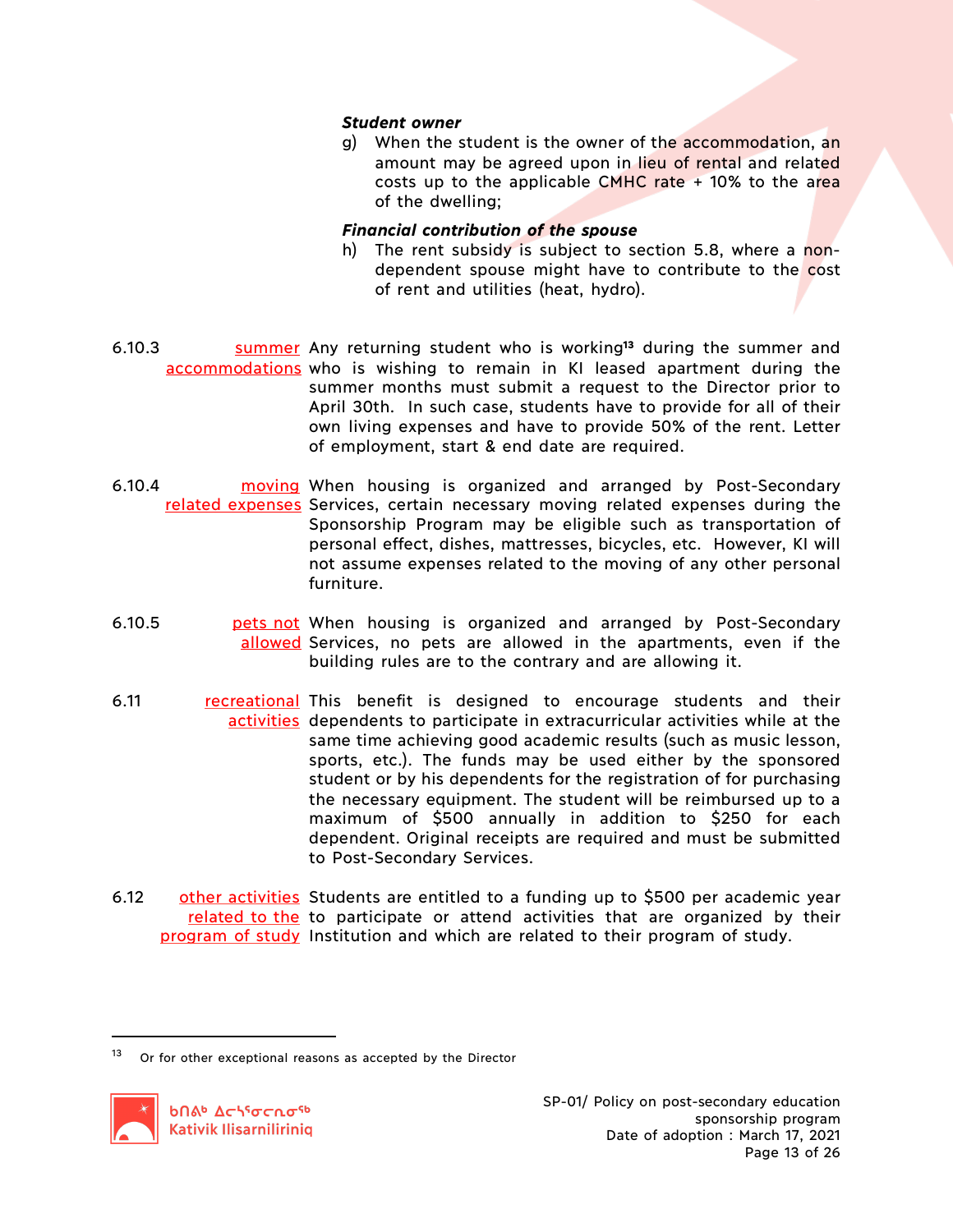***Student owner***

g) When the student is the owner of the accommodation, an amount may be agreed upon in lieu of rental and related costs up to the applicable CMHC rate + 10% to the area of the dwelling;

***Financial contribution of the spouse***

h) The rent subsidy is subject to section 5.8, where a non-dependent spouse might have to contribute to the cost of rent and utilities (heat, hydro).

6.10.3 summer accommodations

Any returning student who is working[13] during the summer and who is wishing to remain in KI leased apartment during the summer months must submit a request to the Director prior to April 30th. In such case, students have to provide for all of their own living expenses and have to provide 50% of the rent. Letter of employment, start & end date are required.

6.10.4 moving related expenses

When housing is organized and arranged by Post-Secondary Services, certain necessary moving related expenses during the Sponsorship Program may be eligible such as transportation of personal effect, dishes, mattresses, bicycles, etc. However, KI will not assume expenses related to the moving of any other personal furniture.

6.10.5 pets not allowed

When housing is organized and arranged by Post-Secondary Services, no pets are allowed in the apartments, even if the building rules are to the contrary and are allowing it.

6.11 recreational activities

This benefit is designed to encourage students and their dependents to participate in extracurricular activities while at the same time achieving good academic results (such as music lesson, sports, etc.). The funds may be used either by the sponsored student or by his dependents for the registration of for purchasing the necessary equipment. The student will be reimbursed up to a maximum of $500 annually in addition to $250 for each dependent. Original receipts are required and must be submitted to Post-Secondary Services.

6.12 other activities related to the program of study

Students are entitled to a funding up to $500 per academic year to participate or attend activities that are organized by their Institution and which are related to their program of study.

---

[13] Or for other exceptional reasons as accepted by the Director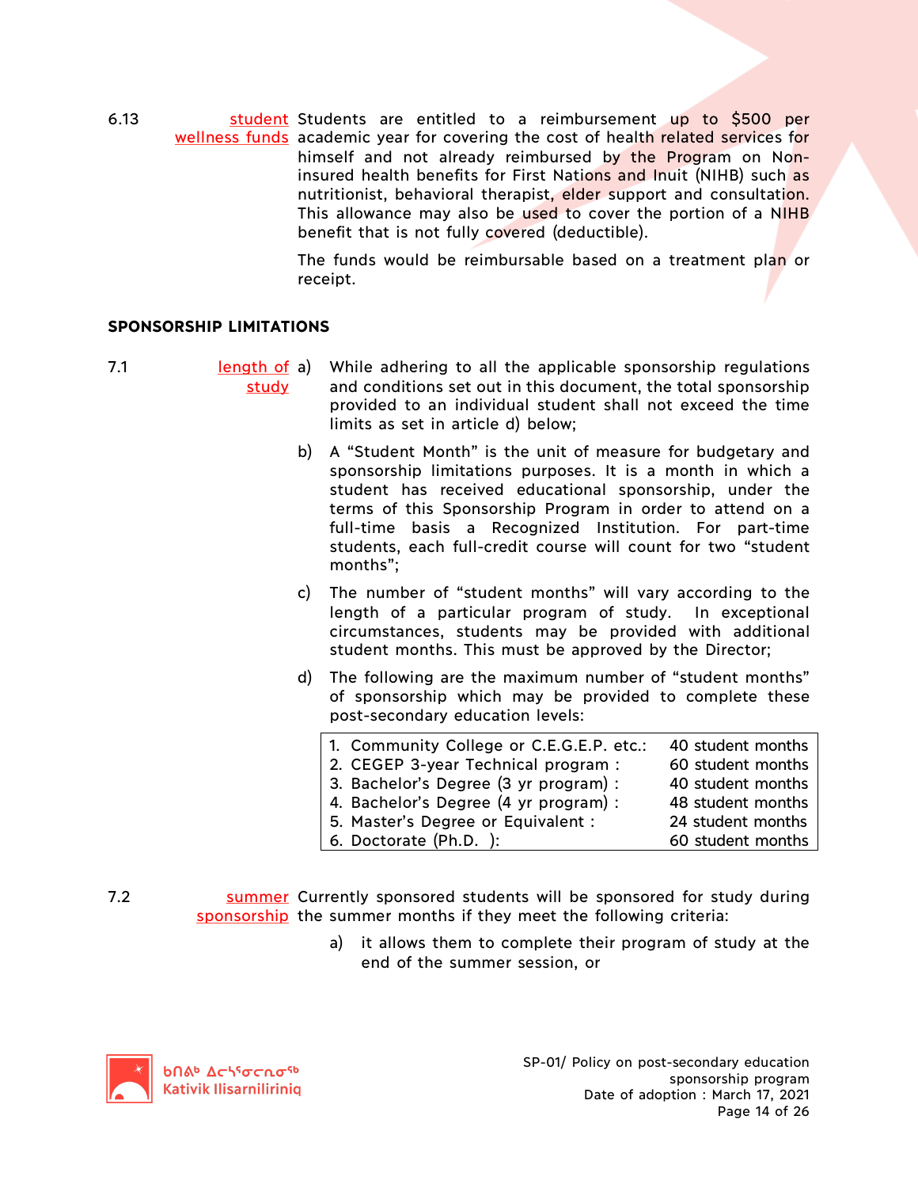6.13 **student wellness funds** Students are entitled to a reimbursement up to $500 per academic year for covering the cost of health related services for himself and not already reimbursed by the Program on Non-insured health benefits for First Nations and Inuit (NIHB) such as nutritionist, behavioral therapist, elder support and consultation. This allowance may also be used to cover the portion of a NIHB benefit that is not fully covered (deductible).

The funds would be reimbursable based on a treatment plan or receipt.

## SPONSORSHIP LIMITATIONS

7.1 **length of study**

a) While adhering to all the applicable sponsorship regulations and conditions set out in this document, the total sponsorship provided to an individual student shall not exceed the time limits as set in article d) below;

b) A "Student Month" is the unit of measure for budgetary and sponsorship limitations purposes. It is a month in which a student has received educational sponsorship, under the terms of this Sponsorship Program in order to attend on a full-time basis a Recognized Institution. For part-time students, each full-credit course will count for two "student months";

c) The number of "student months" will vary according to the length of a particular program of study. In exceptional circumstances, students may be provided with additional student months. This must be approved by the Director;

d) The following are the maximum number of "student months" of sponsorship which may be provided to complete these post-secondary education levels:

| Level | Maximum |
|---|---|
| 1. Community College or C.E.G.E.P. etc.: | 40 student months |
| 2. CEGEP 3-year Technical program : | 60 student months |
| 3. Bachelor's Degree (3 yr program) : | 40 student months |
| 4. Bachelor's Degree (4 yr program) : | 48 student months |
| 5. Master's Degree or Equivalent : | 24 student months |
| 6. Doctorate (Ph.D. ): | 60 student months |

7.2 **summer sponsorship** Currently sponsored students will be sponsored for study during the summer months if they meet the following criteria:

a) it allows them to complete their program of study at the end of the summer session, or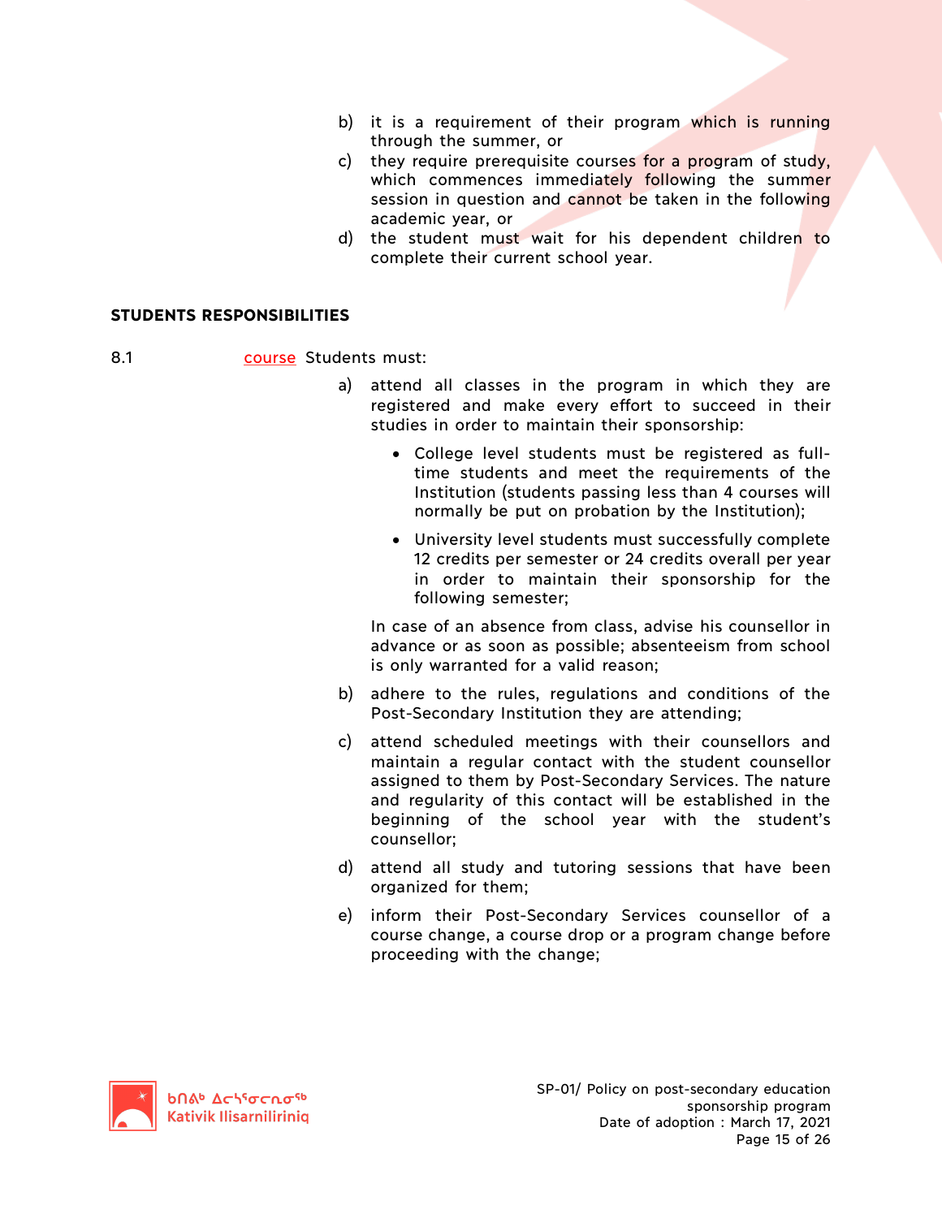b) it is a requirement of their program which is running through the summer, or

c) they require prerequisite courses for a program of study, which commences immediately following the summer session in question and cannot be taken in the following academic year, or

d) the student must wait for his dependent children to complete their current school year.

## STUDENTS RESPONSIBILITIES

8.1 course Students must:

a) attend all classes in the program in which they are registered and make every effort to succeed in their studies in order to maintain their sponsorship:

- College level students must be registered as full-time students and meet the requirements of the Institution (students passing less than 4 courses will normally be put on probation by the Institution);
- University level students must successfully complete 12 credits per semester or 24 credits overall per year in order to maintain their sponsorship for the following semester;

In case of an absence from class, advise his counsellor in advance or as soon as possible; absenteeism from school is only warranted for a valid reason;

b) adhere to the rules, regulations and conditions of the Post-Secondary Institution they are attending;

c) attend scheduled meetings with their counsellors and maintain a regular contact with the student counsellor assigned to them by Post-Secondary Services. The nature and regularity of this contact will be established in the beginning of the school year with the student's counsellor;

d) attend all study and tutoring sessions that have been organized for them;

e) inform their Post-Secondary Services counsellor of a course change, a course drop or a program change before proceeding with the change;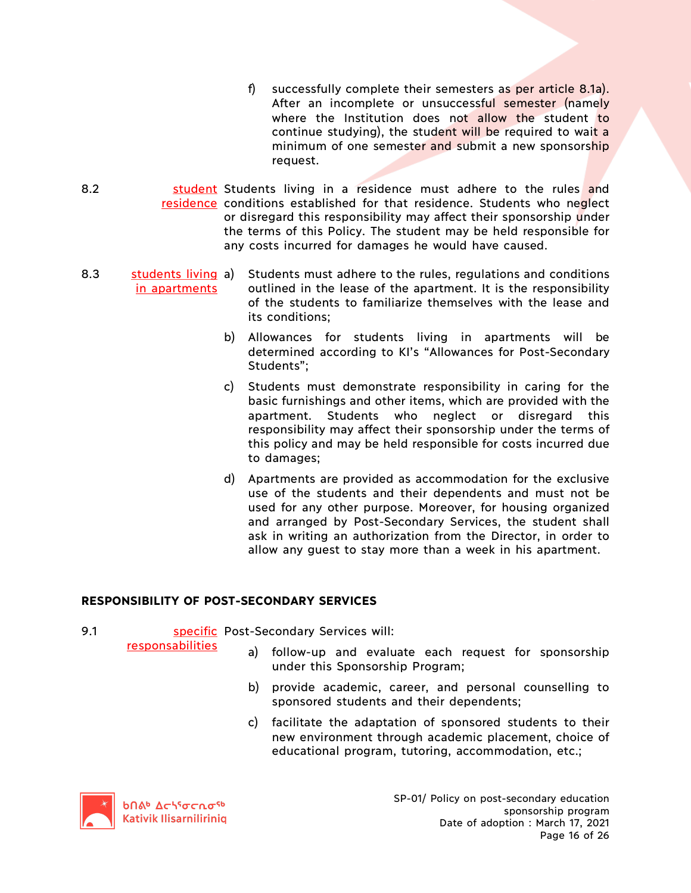f) successfully complete their semesters as per article 8.1a). After an incomplete or unsuccessful semester (namely where the Institution does not allow the student to continue studying), the student will be required to wait a minimum of one semester and submit a new sponsorship request.

8.2 student residence

Students living in a residence must adhere to the rules and conditions established for that residence. Students who neglect or disregard this responsibility may affect their sponsorship under the terms of this Policy. The student may be held responsible for any costs incurred for damages he would have caused.

8.3 students living in apartments

a) Students must adhere to the rules, regulations and conditions outlined in the lease of the apartment. It is the responsibility of the students to familiarize themselves with the lease and its conditions;

b) Allowances for students living in apartments will be determined according to KI's "Allowances for Post-Secondary Students";

c) Students must demonstrate responsibility in caring for the basic furnishings and other items, which are provided with the apartment. Students who neglect or disregard this responsibility may affect their sponsorship under the terms of this policy and may be held responsible for costs incurred due to damages;

d) Apartments are provided as accommodation for the exclusive use of the students and their dependents and must not be used for any other purpose. Moreover, for housing organized and arranged by Post-Secondary Services, the student shall ask in writing an authorization from the Director, in order to allow any guest to stay more than a week in his apartment.

## RESPONSIBILITY OF POST-SECONDARY SERVICES

9.1 specific responsabilities

Post-Secondary Services will:

a) follow-up and evaluate each request for sponsorship under this Sponsorship Program;

b) provide academic, career, and personal counselling to sponsored students and their dependents;

c) facilitate the adaptation of sponsored students to their new environment through academic placement, choice of educational program, tutoring, accommodation, etc.;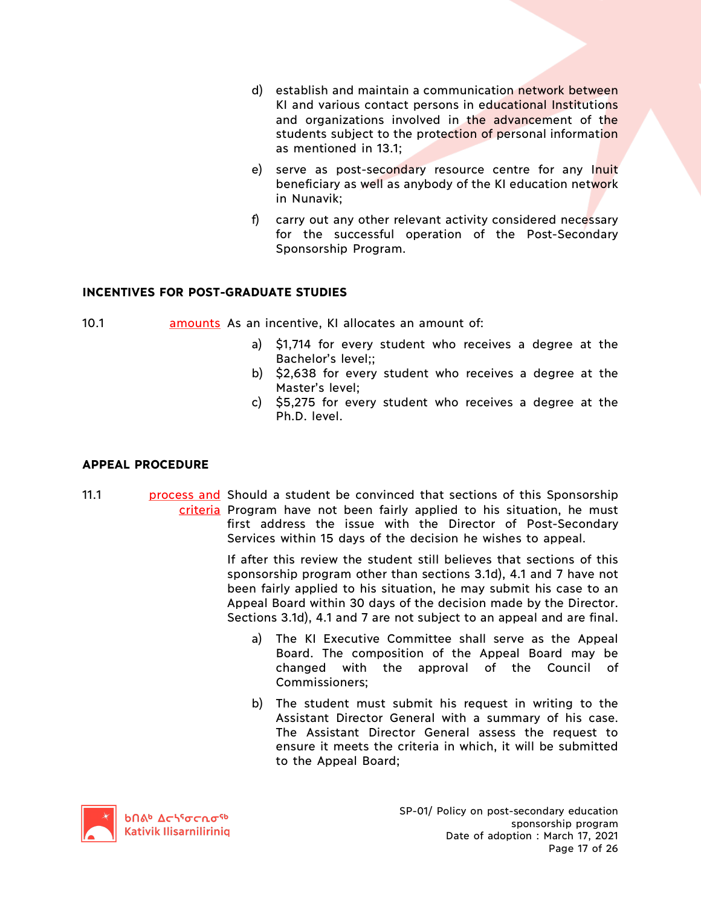d) establish and maintain a communication network between KI and various contact persons in educational Institutions and organizations involved in the advancement of the students subject to the protection of personal information as mentioned in 13.1;

e) serve as post-secondary resource centre for any Inuit beneficiary as well as anybody of the KI education network in Nunavik;

f) carry out any other relevant activity considered necessary for the successful operation of the Post-Secondary Sponsorship Program.

## INCENTIVES FOR POST-GRADUATE STUDIES

10.1 amounts As an incentive, KI allocates an amount of:

a) $1,714 for every student who receives a degree at the Bachelor's level;;
b) $2,638 for every student who receives a degree at the Master's level;
c) $5,275 for every student who receives a degree at the Ph.D. level.

## APPEAL PROCEDURE

11.1 process and criteria Should a student be convinced that sections of this Sponsorship Program have not been fairly applied to his situation, he must first address the issue with the Director of Post-Secondary Services within 15 days of the decision he wishes to appeal.

If after this review the student still believes that sections of this sponsorship program other than sections 3.1d), 4.1 and 7 have not been fairly applied to his situation, he may submit his case to an Appeal Board within 30 days of the decision made by the Director. Sections 3.1d), 4.1 and 7 are not subject to an appeal and are final.

a) The KI Executive Committee shall serve as the Appeal Board. The composition of the Appeal Board may be changed with the approval of the Council of Commissioners;

b) The student must submit his request in writing to the Assistant Director General with a summary of his case. The Assistant Director General assess the request to ensure it meets the criteria in which, it will be submitted to the Appeal Board;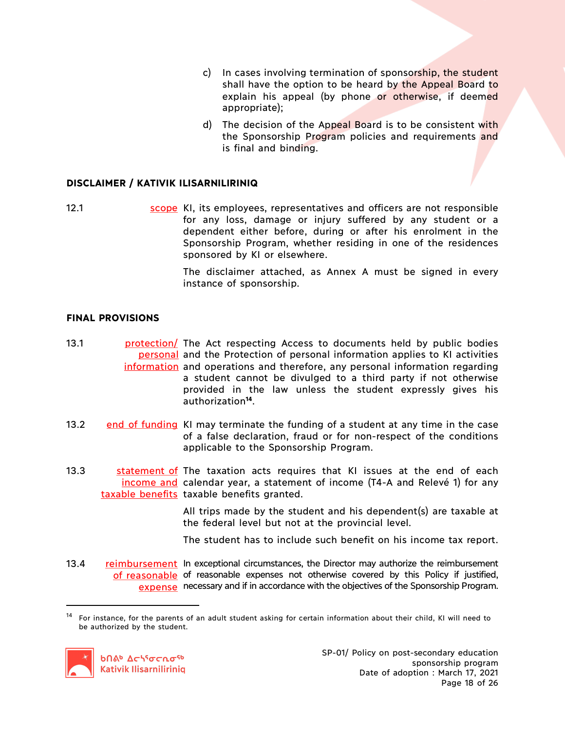c) In cases involving termination of sponsorship, the student shall have the option to be heard by the Appeal Board to explain his appeal (by phone or otherwise, if deemed appropriate);

d) The decision of the Appeal Board is to be consistent with the Sponsorship Program policies and requirements and is final and binding.

**DISCLAIMER / KATIVIK ILISARNILIRINIQ**

12.1 scope — KI, its employees, representatives and officers are not responsible for any loss, damage or injury suffered by any student or a dependent either before, during or after his enrolment in the Sponsorship Program, whether residing in one of the residences sponsored by KI or elsewhere.

The disclaimer attached, as Annex A must be signed in every instance of sponsorship.

**FINAL PROVISIONS**

13.1 protection/ personal information — The Act respecting Access to documents held by public bodies and the Protection of personal information applies to KI activities and operations and therefore, any personal information regarding a student cannot be divulged to a third party if not otherwise provided in the law unless the student expressly gives his authorization[14].

13.2 end of funding — KI may terminate the funding of a student at any time in the case of a false declaration, fraud or for non-respect of the conditions applicable to the Sponsorship Program.

13.3 statement of income and taxable benefits — The taxation acts requires that KI issues at the end of each calendar year, a statement of income (T4-A and Relevé 1) for any taxable benefits granted.

All trips made by the student and his dependent(s) are taxable at the federal level but not at the provincial level.

The student has to include such benefit on his income tax report.

13.4 reimbursement of reasonable expense — In exceptional circumstances, the Director may authorize the reimbursement of reasonable expenses not otherwise covered by this Policy if justified, necessary and if in accordance with the objectives of the Sponsorship Program.

---

[14] For instance, for the parents of an adult student asking for certain information about their child, KI will need to be authorized by the student.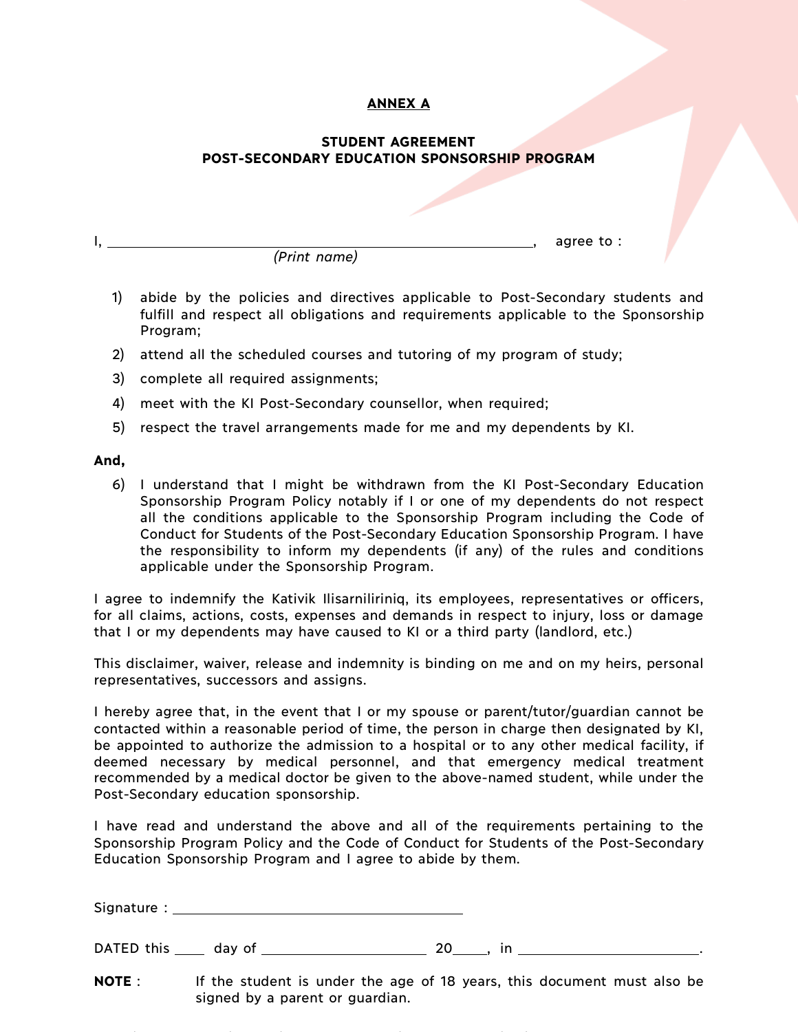**ANNEX A**

**STUDENT AGREEMENT**
**POST-SECONDARY EDUCATION SPONSORSHIP PROGRAM**

I, ______________________________________________________, agree to :
*(Print name)*

1) abide by the policies and directives applicable to Post-Secondary students and fulfill and respect all obligations and requirements applicable to the Sponsorship Program;
2) attend all the scheduled courses and tutoring of my program of study;
3) complete all required assignments;
4) meet with the KI Post-Secondary counsellor, when required;
5) respect the travel arrangements made for me and my dependents by KI.

**And,**

6) I understand that I might be withdrawn from the KI Post-Secondary Education Sponsorship Program Policy notably if I or one of my dependents do not respect all the conditions applicable to the Sponsorship Program including the Code of Conduct for Students of the Post-Secondary Education Sponsorship Program. I have the responsibility to inform my dependents (if any) of the rules and conditions applicable under the Sponsorship Program.

I agree to indemnify the Kativik Ilisarniliriniq, its employees, representatives or officers, for all claims, actions, costs, expenses and demands in respect to injury, loss or damage that I or my dependents may have caused to KI or a third party (landlord, etc.)

This disclaimer, waiver, release and indemnity is binding on me and on my heirs, personal representatives, successors and assigns.

I hereby agree that, in the event that I or my spouse or parent/tutor/guardian cannot be contacted within a reasonable period of time, the person in charge then designated by KI, be appointed to authorize the admission to a hospital or to any other medical facility, if deemed necessary by medical personnel, and that emergency medical treatment recommended by a medical doctor be given to the above-named student, while under the Post-Secondary education sponsorship.

I have read and understand the above and all of the requirements pertaining to the Sponsorship Program Policy and the Code of Conduct for Students of the Post-Secondary Education Sponsorship Program and I agree to abide by them.

Signature : ________________________________

DATED this ____ day of ____________________ 20_____, in ______________________.

**NOTE** : If the student is under the age of 18 years, this document must also be signed by a parent or guardian.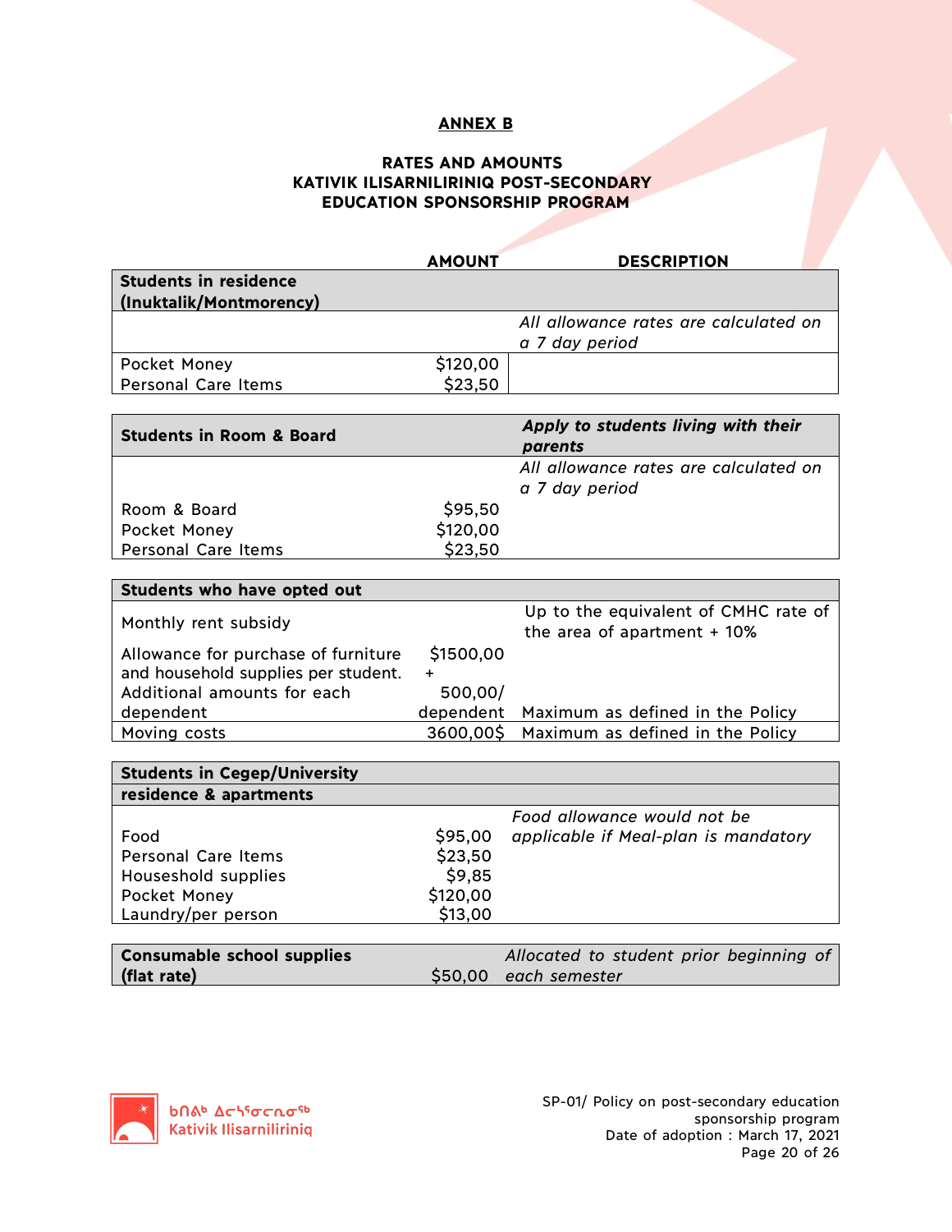**ANNEX B**

**RATES AND AMOUNTS**
**KATIVIK ILISARNILIRINIQ POST-SECONDARY EDUCATION SPONSORSHIP PROGRAM**

| | AMOUNT | DESCRIPTION |
|---|---|---|
| **Students in residence (Inuktalik/Montmorency)** | | |
| | | *All allowance rates are calculated on a 7 day period* |
| Pocket Money | $120,00 | |
| Personal Care Items | $23,50 | |

| | | |
|---|---|---|
| **Students in Room & Board** | | ***Apply to students living with their parents*** |
| | | *All allowance rates are calculated on a 7 day period* |
| Room & Board | $95,50 | |
| Pocket Money | $120,00 | |
| Personal Care Items | $23,50 | |

| | | |
|---|---|---|
| **Students who have opted out** | | |
| Monthly rent subsidy | | Up to the equivalent of CMHC rate of the area of apartment + 10% |
| Allowance for purchase of furniture and household supplies per student. Additional amounts for each dependent | $1500,00 + 500,00/ dependent | Maximum as defined in the Policy |
| Moving costs | 3600,00$ | Maximum as defined in the Policy |

| | | |
|---|---|---|
| **Students in Cegep/University residence & apartments** | | |
| Food | $95,00 | *Food allowance would not be applicable if Meal-plan is mandatory* |
| Personal Care Items | $23,50 | |
| Household supplies | $9,85 | |
| Pocket Money | $120,00 | |
| Laundry/per person | $13,00 | |

| | | |
|---|---|---|
| **Consumable school supplies (flat rate)** | $50,00 | *Allocated to student prior beginning of each semester* |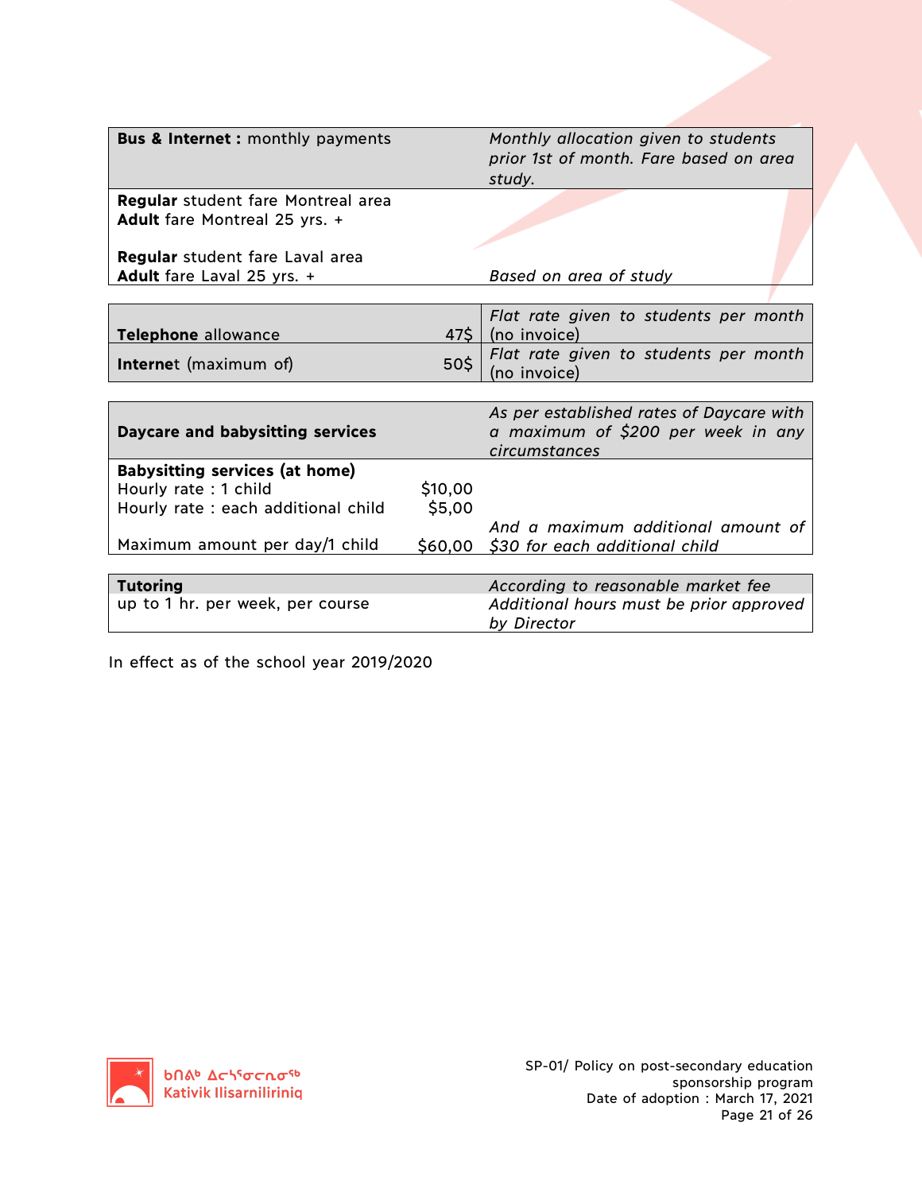| **Bus & Internet :** monthly payments | | *Monthly allocation given to students prior 1st of month. Fare based on area study.* |
|---|---|---|
| **Regular** student fare Montreal area<br>**Adult** fare Montreal 25 yrs. +<br><br>**Regular** student fare Laval area<br>**Adult** fare Laval 25 yrs. + | | *Based on area of study* |

| **Telephone** allowance | 47$ | *Flat rate given to students per month (no invoice)* |
|---|---|---|
| **Internet** (maximum of) | 50$ | *Flat rate given to students per month (no invoice)* |

| **Daycare and babysitting services** | | *As per established rates of Daycare with a maximum of $200 per week in any circumstances* |
|---|---|---|
| **Babysitting services (at home)** | | |
| Hourly rate : 1 child | $10,00 | |
| Hourly rate : each additional child | $5,00 | |
| Maximum amount per day/1 child | $60,00 | *And a maximum additional amount of $30 for each additional child* |

| **Tutoring** | *According to reasonable market fee* |
|---|---|
| up to 1 hr. per week, per course | *Additional hours must be prior approved by Director* |

In effect as of the school year 2019/2020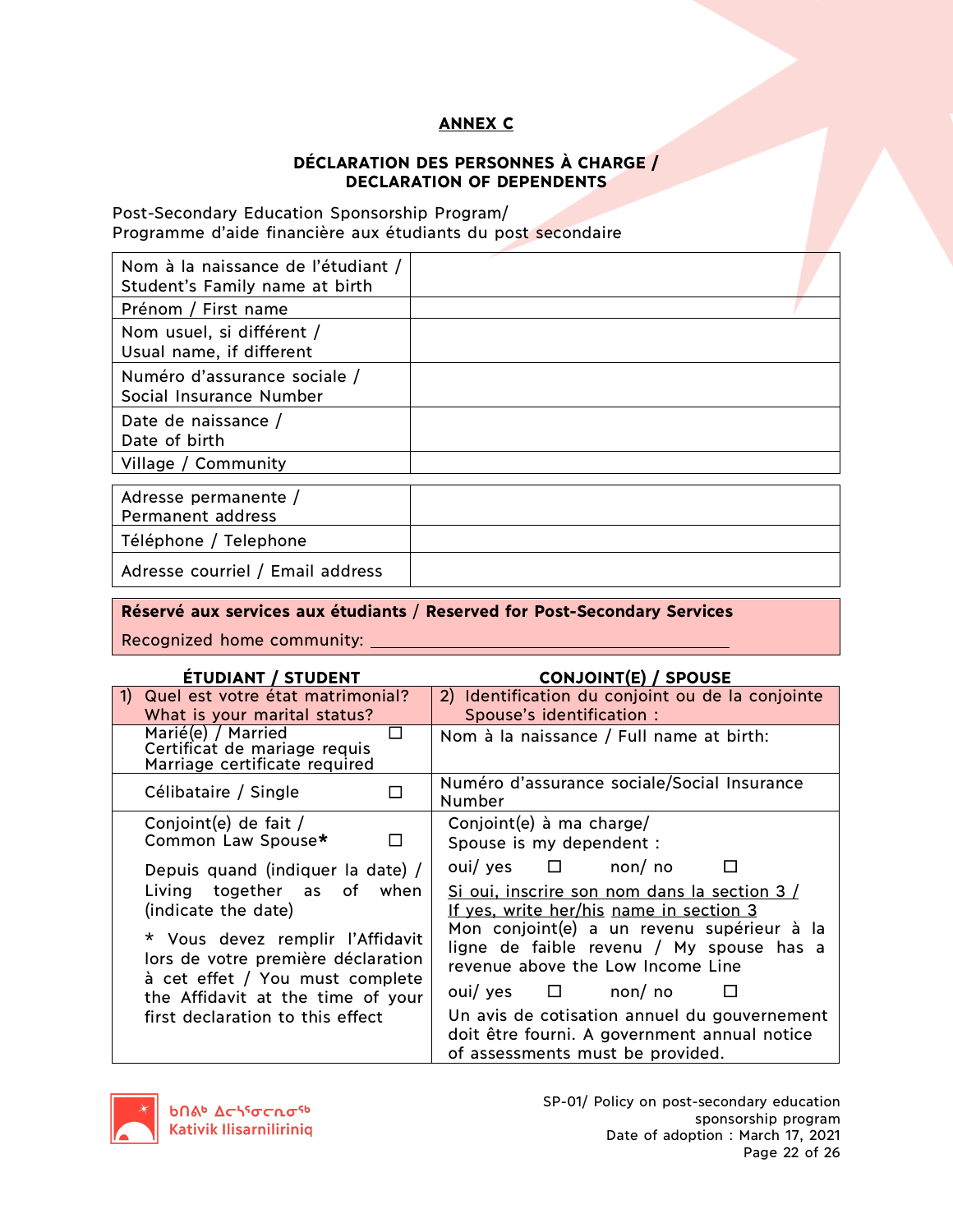**ANNEX C**

**DÉCLARATION DES PERSONNES À CHARGE /**
**DECLARATION OF DEPENDENTS**

Post-Secondary Education Sponsorship Program/
Programme d'aide financière aux étudiants du post secondaire

| | |
|---|---|
| Nom à la naissance de l'étudiant / Student's Family name at birth | |
| Prénom / First name | |
| Nom usuel, si différent / Usual name, if different | |
| Numéro d'assurance sociale / Social Insurance Number | |
| Date de naissance / Date of birth | |
| Village / Community | |

| | |
|---|---|
| Adresse permanente / Permanent address | |
| Téléphone / Telephone | |
| Adresse courriel / Email address | |

**Réservé aux services aux étudiants / Reserved for Post-Secondary Services**

Recognized home community: ______________________________

| **ÉTUDIANT / STUDENT** | **CONJOINT(E) / SPOUSE** |
|---|---|
| 1) Quel est votre état matrimonial? What is your marital status? | 2) Identification du conjoint ou de la conjointe Spouse's identification : |
| Marié(e) / Married ☐ Certificat de mariage requis Marriage certificate required | Nom à la naissance / Full name at birth: |
| Célibataire / Single ☐ | Numéro d'assurance sociale/Social Insurance Number |
| Conjoint(e) de fait / Common Law Spouse**\*** ☐<br><br>Depuis quand (indiquer la date) / Living together as of when (indicate the date)<br><br>\* Vous devez remplir l'Affidavit lors de votre première déclaration à cet effet / You must complete the Affidavit at the time of your first declaration to this effect | Conjoint(e) à ma charge/ Spouse is my dependent :<br><br>oui/ yes ☐ non/ no ☐<br><br><u>Si oui, inscrire son nom dans la section 3 / If yes, write her/his name in section 3</u><br><br>Mon conjoint(e) a un revenu supérieur à la ligne de faible revenu / My spouse has a revenue above the Low Income Line<br><br>oui/ yes ☐ non/ no ☐<br><br>Un avis de cotisation annuel du gouvernement doit être fourni. A government annual notice of assessments must be provided. |

SP-01/ Policy on post-secondary education sponsorship program
Date of adoption : March 17, 2021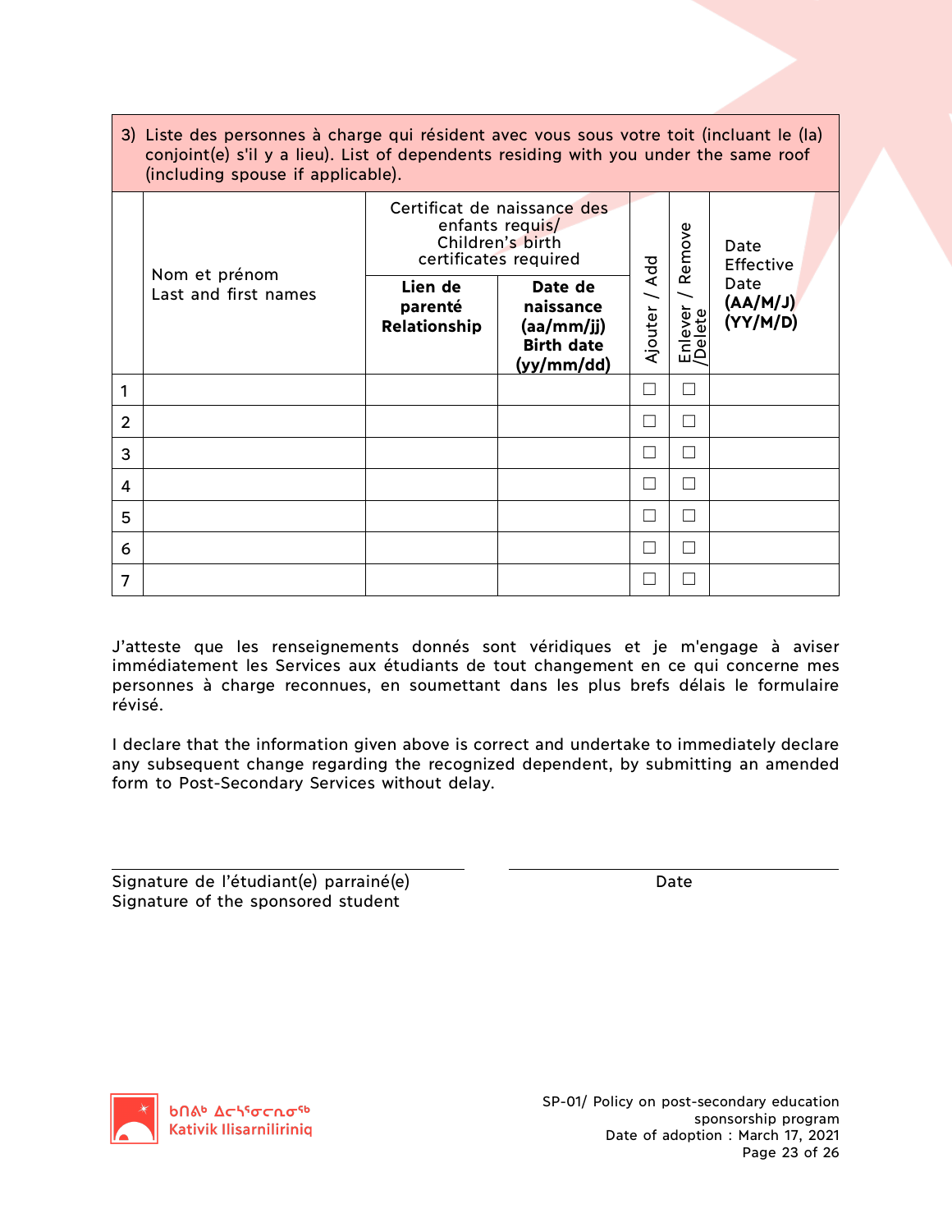3) Liste des personnes à charge qui résident avec vous sous votre toit (incluant le (la) conjoint(e) s'il y a lieu). List of dependents residing with you under the same roof (including spouse if applicable).

| | Nom et prénom<br>Last and first names | Certificat de naissance des enfants requis/ Children's birth certificates required | | Ajouter / Add | Enlever / Remove /Delete | Date Effective Date **(AA/M/J) (YY/M/D)** |
|---|---|---|---|---|---|---|
| | | **Lien de parenté Relationship** | **Date de naissance (aa/mm/jj) Birth date (yy/mm/dd)** | | | |
| 1 | | | | ☐ | ☐ | |
| 2 | | | | ☐ | ☐ | |
| 3 | | | | ☐ | ☐ | |
| 4 | | | | ☐ | ☐ | |
| 5 | | | | ☐ | ☐ | |
| 6 | | | | ☐ | ☐ | |
| 7 | | | | ☐ | ☐ | |

J'atteste que les renseignements donnés sont véridiques et je m'engage à aviser immédiatement les Services aux étudiants de tout changement en ce qui concerne mes personnes à charge reconnues, en soumettant dans les plus brefs délais le formulaire révisé.

I declare that the information given above is correct and undertake to immediately declare any subsequent change regarding the recognized dependent, by submitting an amended form to Post-Secondary Services without delay.

\_\_\_\_\_\_\_\_\_\_\_\_\_\_\_\_\_\_\_\_\_\_\_\_\_\_\_\_\_\_ \_\_\_\_\_\_\_\_\_\_\_\_\_\_\_\_\_\_\_\_\_\_\_\_\_\_\_\_\_\_

Signature de l'étudiant(e) parrainé(e)
Signature of the sponsored student

Date

ᑲᑎᕕᒃ ᐃᓕᔅᓴᕐᓂᓕᕆᓂᖅ
Kativik Ilisarniliriniq

SP-01/ Policy on post-secondary education sponsorship program
Date of adoption : March 17, 2021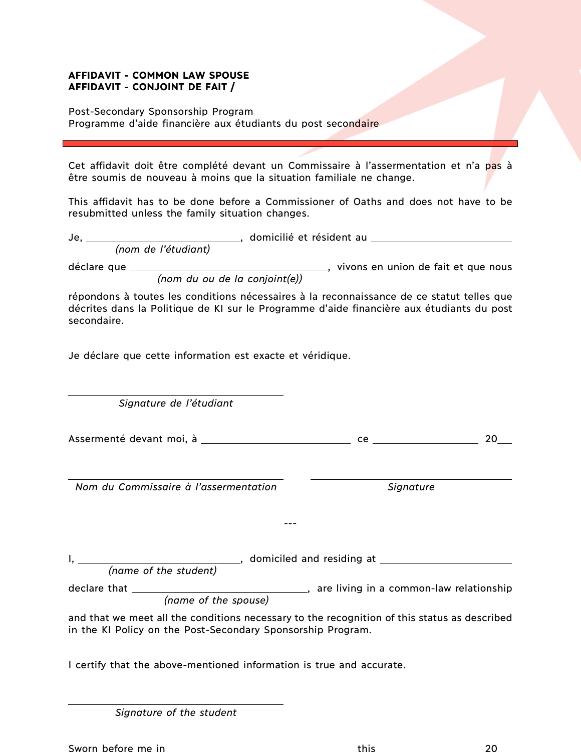**AFFIDAVIT - COMMON LAW SPOUSE**
**AFFIDAVIT - CONJOINT DE FAIT /**

Post-Secondary Sponsorship Program
Programme d'aide financière aux étudiants du post secondaire

---

Cet affidavit doit être complété devant un Commissaire à l'assermentation et n'a pas à être soumis de nouveau à moins que la situation familiale ne change.

This affidavit has to be done before a Commissioner of Oaths and does not have to be resubmitted unless the family situation changes.

Je, ____________________________, domicilié et résident au ____________________________
*(nom de l'étudiant)*

déclare que ____________________________________, vivons en union de fait et que nous
*(nom du ou de la conjoint(e))*

répondons à toutes les conditions nécessaires à la reconnaissance de ce statut telles que décrites dans la Politique de KI sur le Programme d'aide financière aux étudiants du post secondaire.

Je déclare que cette information est exacte et véridique.

________________________________________
*Signature de l'étudiant*

Assermenté devant moi, à ____________________________ ce ____________________ 20___

________________________________________ ________________________________________
*Nom du Commissaire à l'assermentation* *Signature*

---

I, ____________________________, domiciled and residing at ____________________________
*(name of the student)*

declare that ____________________________________, are living in a common-law relationship
*(name of the spouse)*

and that we meet all the conditions necessary to the recognition of this status as described in the KI Policy on the Post-Secondary Sponsorship Program.

I certify that the above-mentioned information is true and accurate.

________________________________________
*Signature of the student*

Sworn before me in ____________________________ this ____________________ 20___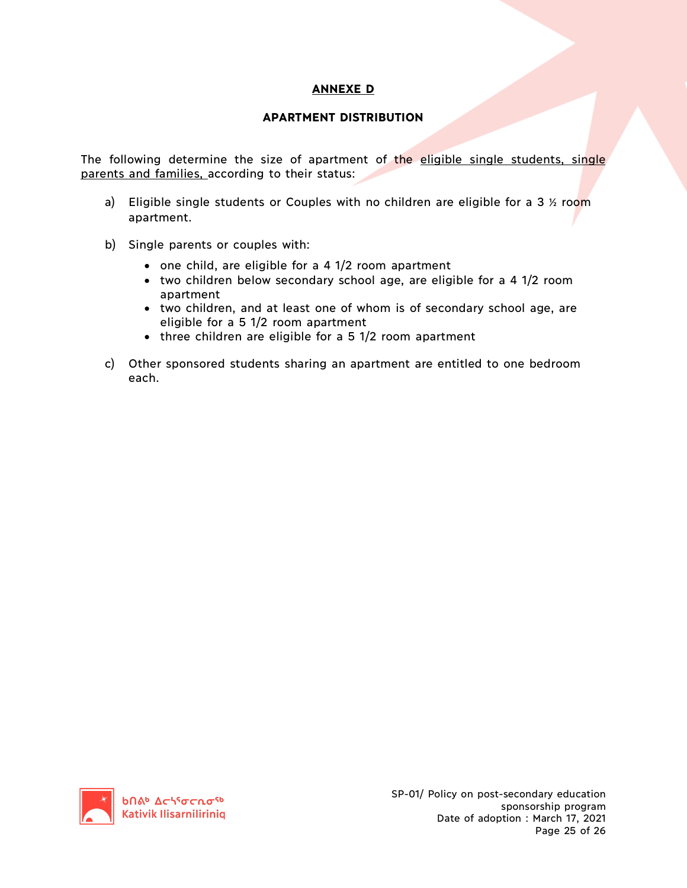## ANNEXE D

### APARTMENT DISTRIBUTION

The following determine the size of apartment of the eligible single students, single parents and families, according to their status:

a) Eligible single students or Couples with no children are eligible for a 3 ½ room apartment.

b) Single parents or couples with:

- one child, are eligible for a 4 1/2 room apartment
- two children below secondary school age, are eligible for a 4 1/2 room apartment
- two children, and at least one of whom is of secondary school age, are eligible for a 5 1/2 room apartment
- three children are eligible for a 5 1/2 room apartment

c) Other sponsored students sharing an apartment are entitled to one bedroom each.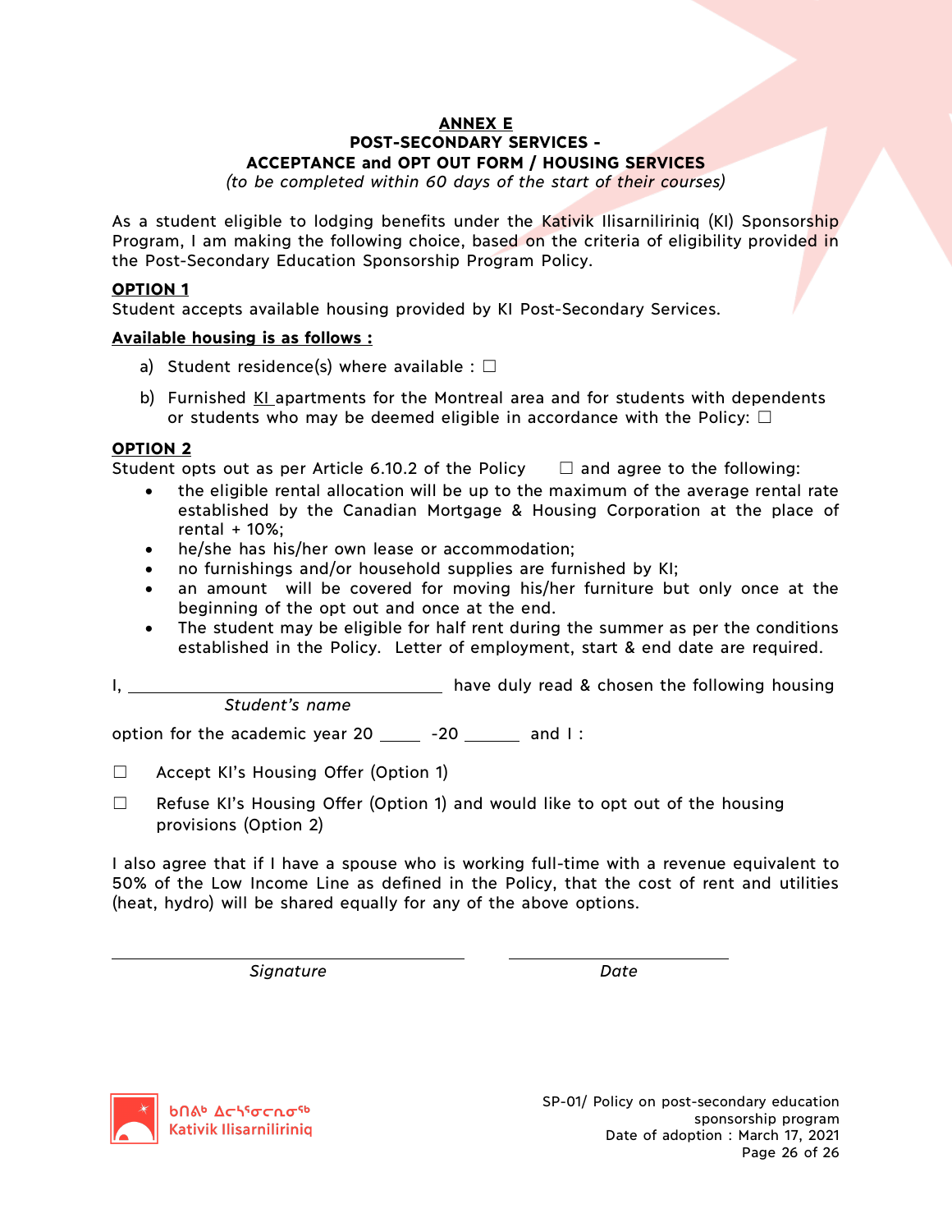**ANNEX E**

**POST-SECONDARY SERVICES -**

**ACCEPTANCE and OPT OUT FORM / HOUSING SERVICES**

*(to be completed within 60 days of the start of their courses)*

As a student eligible to lodging benefits under the Kativik Ilisarniliriniq (KI) Sponsorship Program, I am making the following choice, based on the criteria of eligibility provided in the Post-Secondary Education Sponsorship Program Policy.

**OPTION 1**

Student accepts available housing provided by KI Post-Secondary Services.

**Available housing is as follows :**

a) Student residence(s) where available : ☐

b) Furnished KI apartments for the Montreal area and for students with dependents or students who may be deemed eligible in accordance with the Policy: ☐

**OPTION 2**

Student opts out as per Article 6.10.2 of the Policy ☐ and agree to the following:

- the eligible rental allocation will be up to the maximum of the average rental rate established by the Canadian Mortgage & Housing Corporation at the place of rental + 10%;
- he/she has his/her own lease or accommodation;
- no furnishings and/or household supplies are furnished by KI;
- an amount will be covered for moving his/her furniture but only once at the beginning of the opt out and once at the end.
- The student may be eligible for half rent during the summer as per the conditions established in the Policy. Letter of employment, start & end date are required.

I, ______________________________ have duly read & chosen the following housing
*Student's name*

option for the academic year 20 _____ -20 ______ and I :

☐ Accept KI's Housing Offer (Option 1)

☐ Refuse KI's Housing Offer (Option 1) and would like to opt out of the housing provisions (Option 2)

I also agree that if I have a spouse who is working full-time with a revenue equivalent to 50% of the Low Income Line as defined in the Policy, that the cost of rent and utilities (heat, hydro) will be shared equally for any of the above options.

______________________________ ______________________
*Signature* *Date*